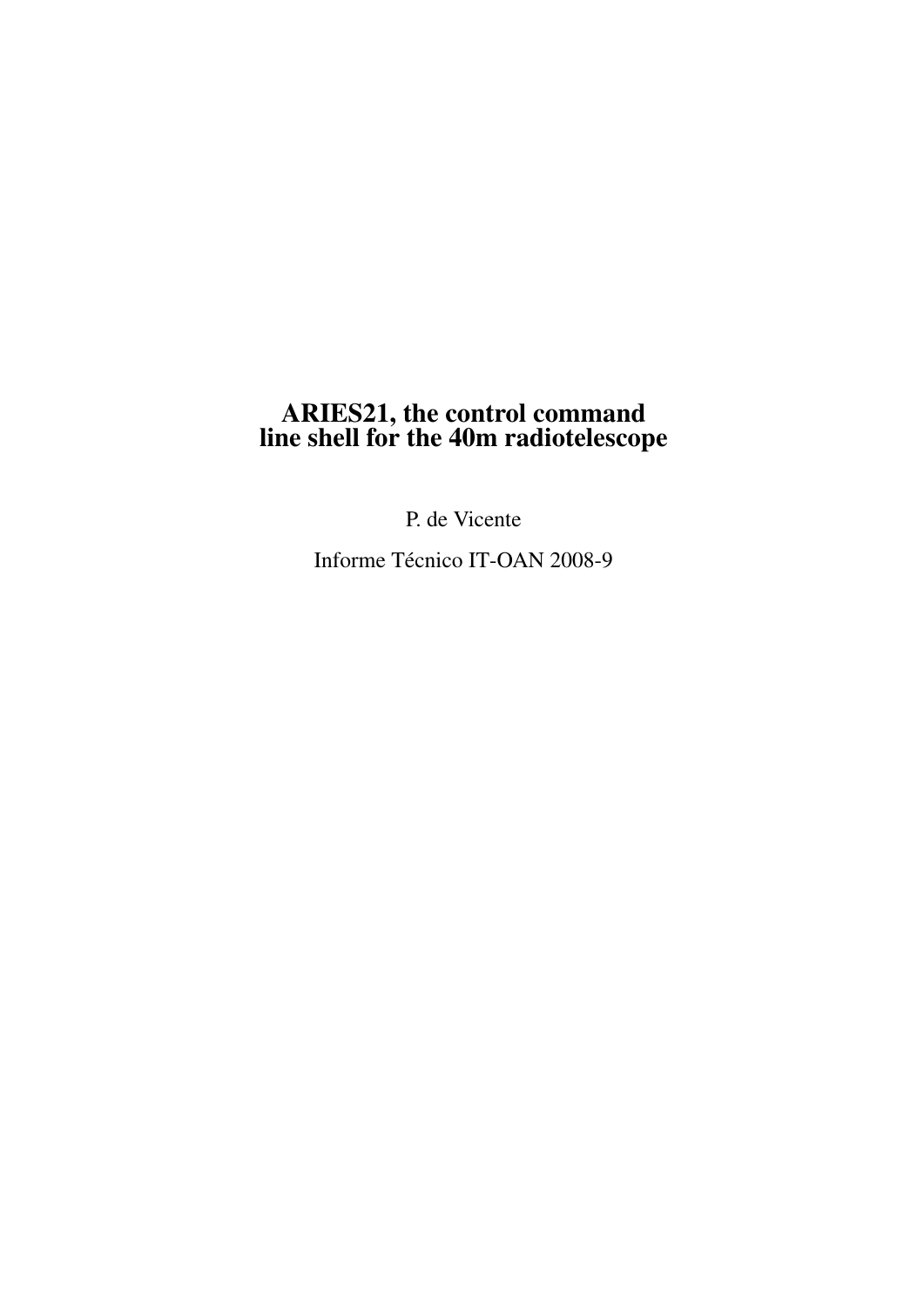# ARIES21, the control command line shell for the 40m radiotelescope

P. de Vicente

Informe Técnico IT-OAN 2008-9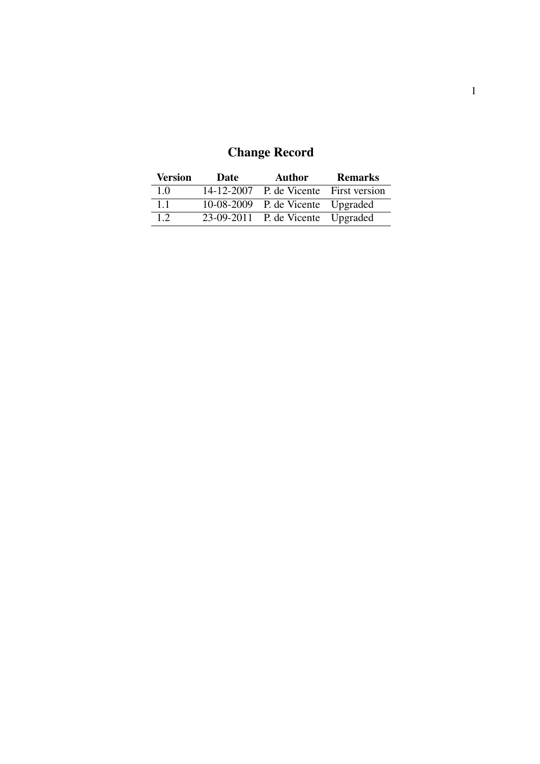# Change Record

| Version | Date | Author | Remarks |
| --- | --- | --- | --- |
| 1.0 | 14-12-2007 | P. de Vicente | First version |
| 1.1 | 10-08-2009 | P. de Vicente | Upgraded |
| 1.2 | 23-09-2011 | P. de Vicente | Upgraded |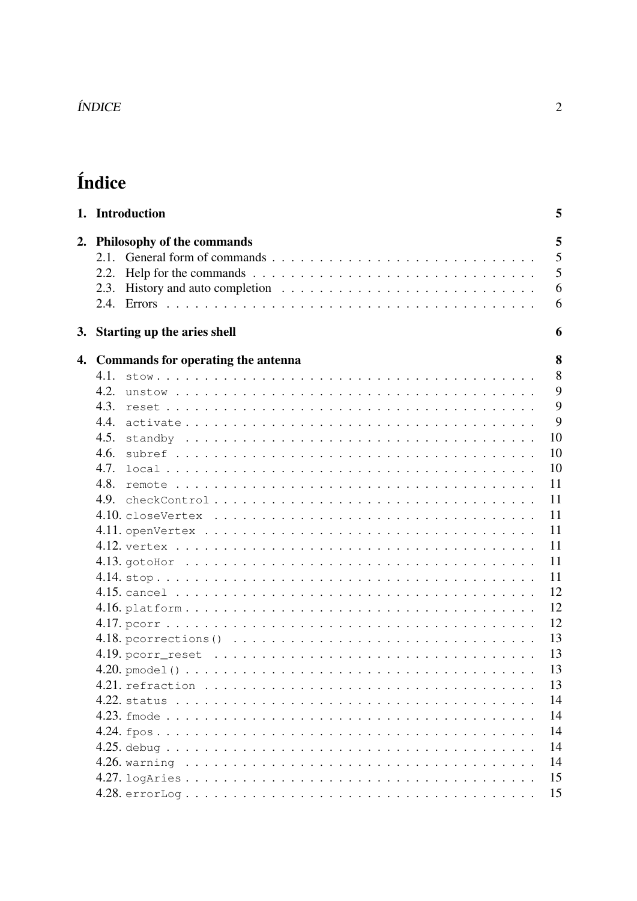# Índice

1. **Introduction** 5

2. **Philosophy of the commands** 5
   - 2.1. General form of commands 5
   - 2.2. Help for the commands 5
   - 2.3. History and auto completion 6
   - 2.4. Errors 6

3. **Starting up the aries shell** 6

4. **Commands for operating the antenna** 8
   - 4.1. `stow` 8
   - 4.2. `unstow` 9
   - 4.3. `reset` 9
   - 4.4. `activate` 9
   - 4.5. `standby` 10
   - 4.6. `subref` 10
   - 4.7. `local` 10
   - 4.8. `remote` 11
   - 4.9. `checkControl` 11
   - 4.10. `closeVertex` 11
   - 4.11. `openVertex` 11
   - 4.12. `vertex` 11
   - 4.13. `gotoHor` 11
   - 4.14. `stop` 11
   - 4.15. `cancel` 12
   - 4.16. `platform` 12
   - 4.17. `pcorr` 12
   - 4.18. `pcorrections()` 13
   - 4.19. `pcorr_reset` 13
   - 4.20. `pmodel()` 13
   - 4.21. `refraction` 13
   - 4.22. `status` 14
   - 4.23. `fmode` 14
   - 4.24. `fpos` 14
   - 4.25. `debug` 14
   - 4.26. `warning` 14
   - 4.27. `logAries` 15
   - 4.28. `errorLog` 15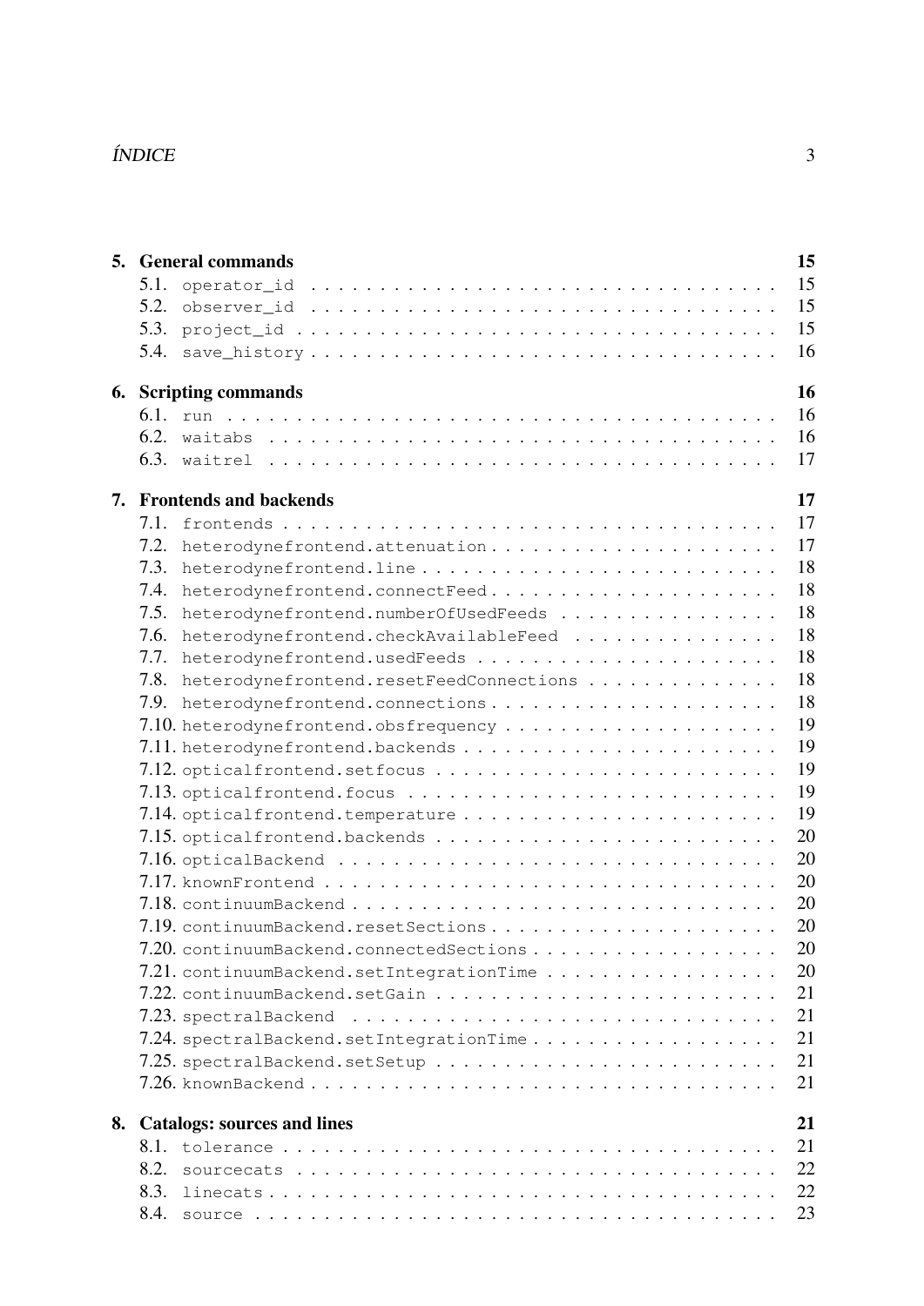**5. General commands** 15

- 5.1. `operator_id` 15
- 5.2. `observer_id` 15
- 5.3. `project_id` 15
- 5.4. `save_history` 16

**6. Scripting commands** 16

- 6.1. `run` 16
- 6.2. `waitabs` 16
- 6.3. `waitrel` 17

**7. Frontends and backends** 17

- 7.1. `frontends` 17
- 7.2. `heterodynefrontend.attenuation` 17
- 7.3. `heterodynefrontend.line` 18
- 7.4. `heterodynefrontend.connectFeed` 18
- 7.5. `heterodynefrontend.numberOfUsedFeeds` 18
- 7.6. `heterodynefrontend.checkAvailableFeed` 18
- 7.7. `heterodynefrontend.usedFeeds` 18
- 7.8. `heterodynefrontend.resetFeedConnections` 18
- 7.9. `heterodynefrontend.connections` 18
- 7.10. `heterodynefrontend.obsfrequency` 19
- 7.11. `heterodynefrontend.backends` 19
- 7.12. `opticalfrontend.setfocus` 19
- 7.13. `opticalfrontend.focus` 19
- 7.14. `opticalfrontend.temperature` 19
- 7.15. `opticalfrontend.backends` 20
- 7.16. `opticalBackend` 20
- 7.17. `knownFrontend` 20
- 7.18. `continuumBackend` 20
- 7.19. `continuumBackend.resetSections` 20
- 7.20. `continuumBackend.connectedSections` 20
- 7.21. `continuumBackend.setIntegrationTime` 20
- 7.22. `continuumBackend.setGain` 21
- 7.23. `spectralBackend` 21
- 7.24. `spectralBackend.setIntegrationTime` 21
- 7.25. `spectralBackend.setSetup` 21
- 7.26. `knownBackend` 21

**8. Catalogs: sources and lines** 21

- 8.1. `tolerance` 21
- 8.2. `sourcecats` 22
- 8.3. `linecats` 22
- 8.4. `source` 23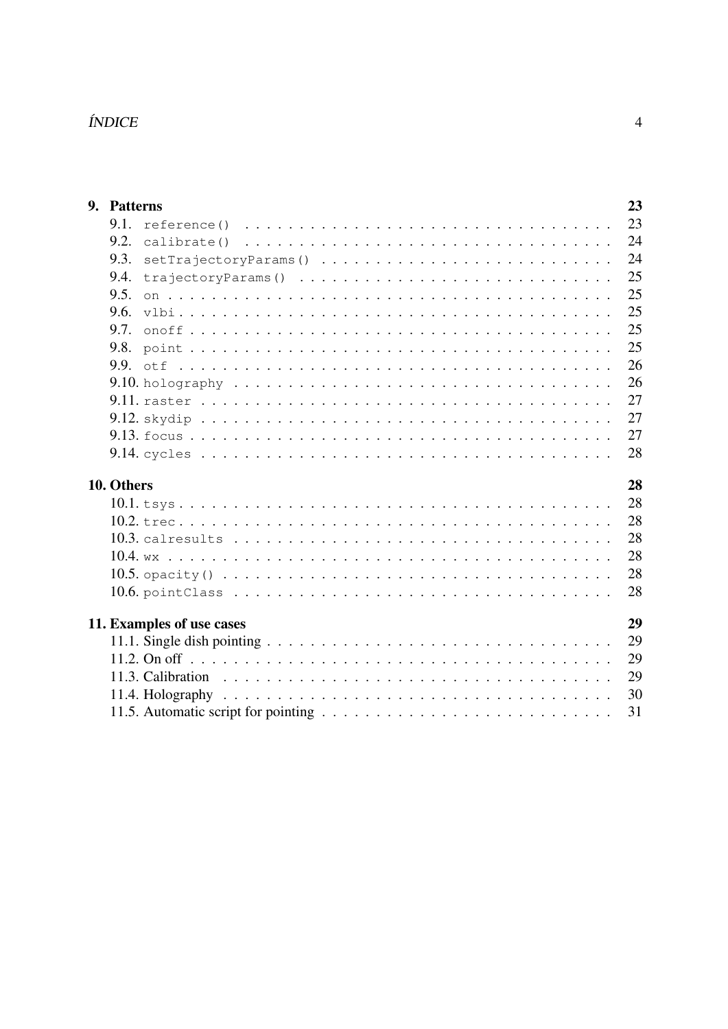**9. Patterns** — 23

- 9.1. `reference()` — 23
- 9.2. `calibrate()` — 24
- 9.3. `setTrajectoryParams()` — 24
- 9.4. `trajectoryParams()` — 25
- 9.5. `on` — 25
- 9.6. `vlbi` — 25
- 9.7. `onoff` — 25
- 9.8. `point` — 25
- 9.9. `otf` — 26
- 9.10. `holography` — 26
- 9.11. `raster` — 27
- 9.12. `skydip` — 27
- 9.13. `focus` — 27
- 9.14. `cycles` — 28

**10. Others** — 28

- 10.1. `tsys` — 28
- 10.2. `trec` — 28
- 10.3. `calresults` — 28
- 10.4. `wx` — 28
- 10.5. `opacity()` — 28
- 10.6. `pointClass` — 28

**11. Examples of use cases** — 29

- 11.1. Single dish pointing — 29
- 11.2. On off — 29
- 11.3. Calibration — 29
- 11.4. Holography — 30
- 11.5. Automatic script for pointing — 31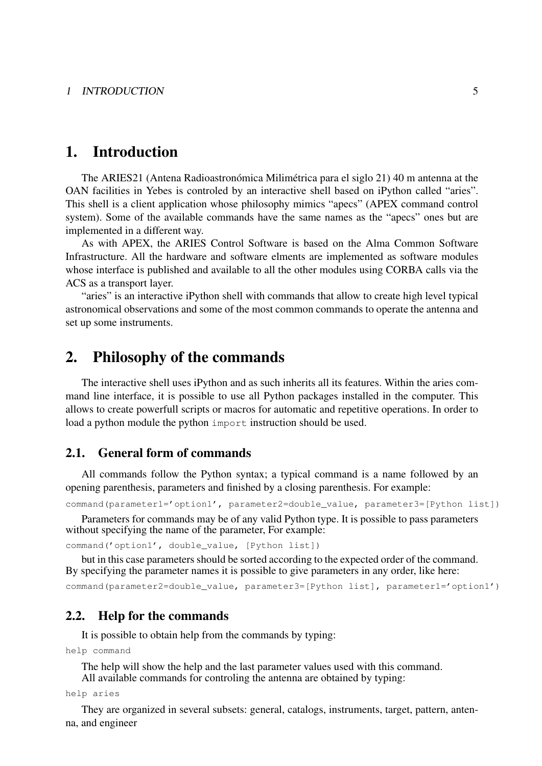# 1. Introduction

The ARIES21 (Antena Radioastronómica Milimétrica para el siglo 21) 40 m antenna at the OAN facilities in Yebes is controled by an interactive shell based on iPython called "aries". This shell is a client application whose philosophy mimics "apecs" (APEX command control system). Some of the available commands have the same names as the "apecs" ones but are implemented in a different way.

As with APEX, the ARIES Control Software is based on the Alma Common Software Infrastructure. All the hardware and software elments are implemented as software modules whose interface is published and available to all the other modules using CORBA calls via the ACS as a transport layer.

"aries" is an interactive iPython shell with commands that allow to create high level typical astronomical observations and some of the most common commands to operate the antenna and set up some instruments.

# 2. Philosophy of the commands

The interactive shell uses iPython and as such inherits all its features. Within the aries command line interface, it is possible to use all Python packages installed in the computer. This allows to create powerfull scripts or macros for automatic and repetitive operations. In order to load a python module the python `import` instruction should be used.

## 2.1. General form of commands

All commands follow the Python syntax; a typical command is a name followed by an opening parenthesis, parameters and finished by a closing parenthesis. For example:

```
command(parameter1='option1', parameter2=double_value, parameter3=[Python list])
```

Parameters for commands may be of any valid Python type. It is possible to pass parameters without specifying the name of the parameter, For example:

```
command('option1', double_value, [Python list])
```

but in this case parameters should be sorted according to the expected order of the command. By specifying the parameter names it is possible to give parameters in any order, like here:

```
command(parameter2=double_value, parameter3=[Python list], parameter1='option1')
```

## 2.2. Help for the commands

It is possible to obtain help from the commands by typing:

```
help command
```

The help will show the help and the last parameter values used with this command.

All available commands for controling the antenna are obtained by typing:

```
help aries
```

They are organized in several subsets: general, catalogs, instruments, target, pattern, antenna, and engineer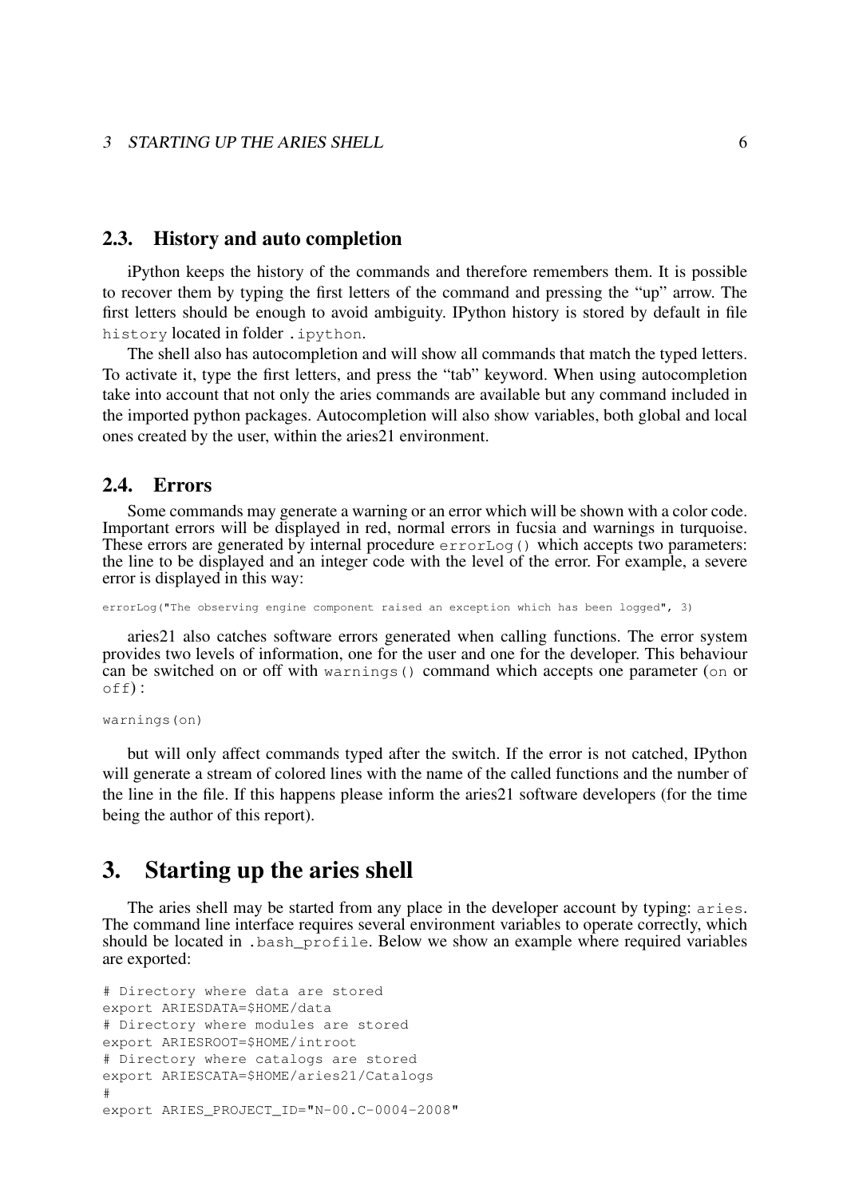## 2.3. History and auto completion

iPython keeps the history of the commands and therefore remembers them. It is possible to recover them by typing the first letters of the command and pressing the “up” arrow. The first letters should be enough to avoid ambiguity. IPython history is stored by default in file `history` located in folder `.ipython`.

The shell also has autocompletion and will show all commands that match the typed letters. To activate it, type the first letters, and press the “tab” keyword. When using autocompletion take into account that not only the aries commands are available but any command included in the imported python packages. Autocompletion will also show variables, both global and local ones created by the user, within the aries21 environment.

## 2.4. Errors

Some commands may generate a warning or an error which will be shown with a color code. Important errors will be displayed in red, normal errors in fucsia and warnings in turquoise. These errors are generated by internal procedure `errorLog()` which accepts two parameters: the line to be displayed and an integer code with the level of the error. For example, a severe error is displayed in this way:

```
errorLog("The observing engine component raised an exception which has been logged", 3)
```

aries21 also catches software errors generated when calling functions. The error system provides two levels of information, one for the user and one for the developer. This behaviour can be switched on or off with `warnings()` command which accepts one parameter (`on` or `off`) :

```
warnings(on)
```

but will only affect commands typed after the switch. If the error is not catched, IPython will generate a stream of colored lines with the name of the called functions and the number of the line in the file. If this happens please inform the aries21 software developers (for the time being the author of this report).

# 3. Starting up the aries shell

The aries shell may be started from any place in the developer account by typing: `aries`. The command line interface requires several environment variables to operate correctly, which should be located in `.bash_profile`. Below we show an example where required variables are exported:

```
# Directory where data are stored
export ARIESDATA=$HOME/data
# Directory where modules are stored
export ARIESROOT=$HOME/introot
# Directory where catalogs are stored
export ARIESCATA=$HOME/aries21/Catalogs
#
export ARIES_PROJECT_ID="N-00.C-0004-2008"
```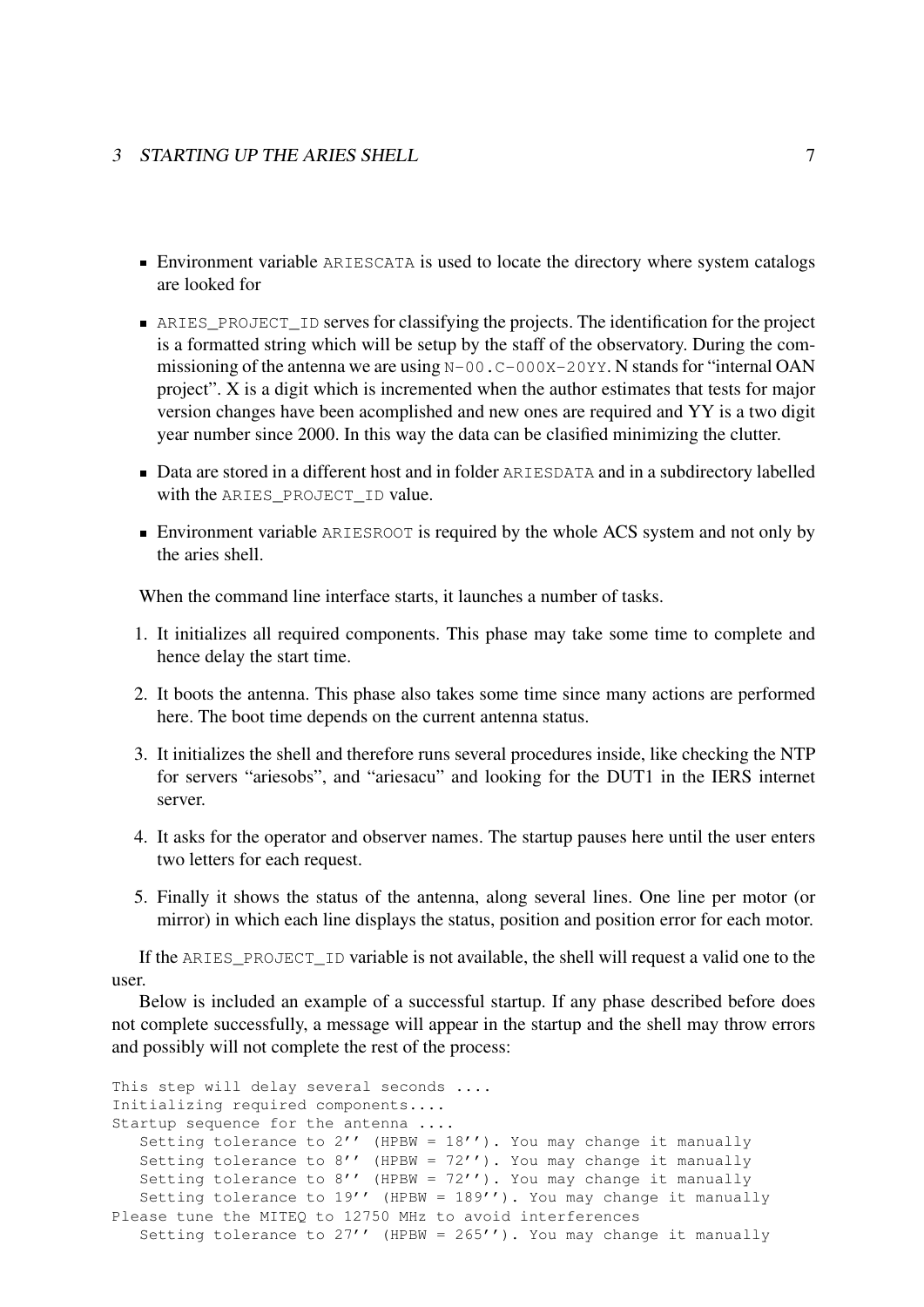- Environment variable `ARIESCATA` is used to locate the directory where system catalogs are looked for
- `ARIES_PROJECT_ID` serves for classifying the projects. The identification for the project is a formatted string which will be setup by the staff of the observatory. During the commissioning of the antenna we are using `N-00.C-000X-20YY`. N stands for "internal OAN project". X is a digit which is incremented when the author estimates that tests for major version changes have been acomplished and new ones are required and YY is a two digit year number since 2000. In this way the data can be clasified minimizing the clutter.
- Data are stored in a different host and in folder `ARIESDATA` and in a subdirectory labelled with the `ARIES_PROJECT_ID` value.
- Environment variable `ARIESROOT` is required by the whole ACS system and not only by the aries shell.

When the command line interface starts, it launches a number of tasks.

1. It initializes all required components. This phase may take some time to complete and hence delay the start time.
2. It boots the antenna. This phase also takes some time since many actions are performed here. The boot time depends on the current antenna status.
3. It initializes the shell and therefore runs several procedures inside, like checking the NTP for servers "ariesobs", and "ariesacu" and looking for the DUT1 in the IERS internet server.
4. It asks for the operator and observer names. The startup pauses here until the user enters two letters for each request.
5. Finally it shows the status of the antenna, along several lines. One line per motor (or mirror) in which each line displays the status, position and position error for each motor.

If the `ARIES_PROJECT_ID` variable is not available, the shell will request a valid one to the user.

Below is included an example of a successful startup. If any phase described before does not complete successfully, a message will appear in the startup and the shell may throw errors and possibly will not complete the rest of the process:

```
This step will delay several seconds ....
Initializing required components....
Startup sequence for the antenna ....
   Setting tolerance to 2'' (HPBW = 18''). You may change it manually
   Setting tolerance to 8'' (HPBW = 72''). You may change it manually
   Setting tolerance to 8'' (HPBW = 72''). You may change it manually
   Setting tolerance to 19'' (HPBW = 189''). You may change it manually
Please tune the MITEQ to 12750 MHz to avoid interferences
   Setting tolerance to 27'' (HPBW = 265''). You may change it manually
```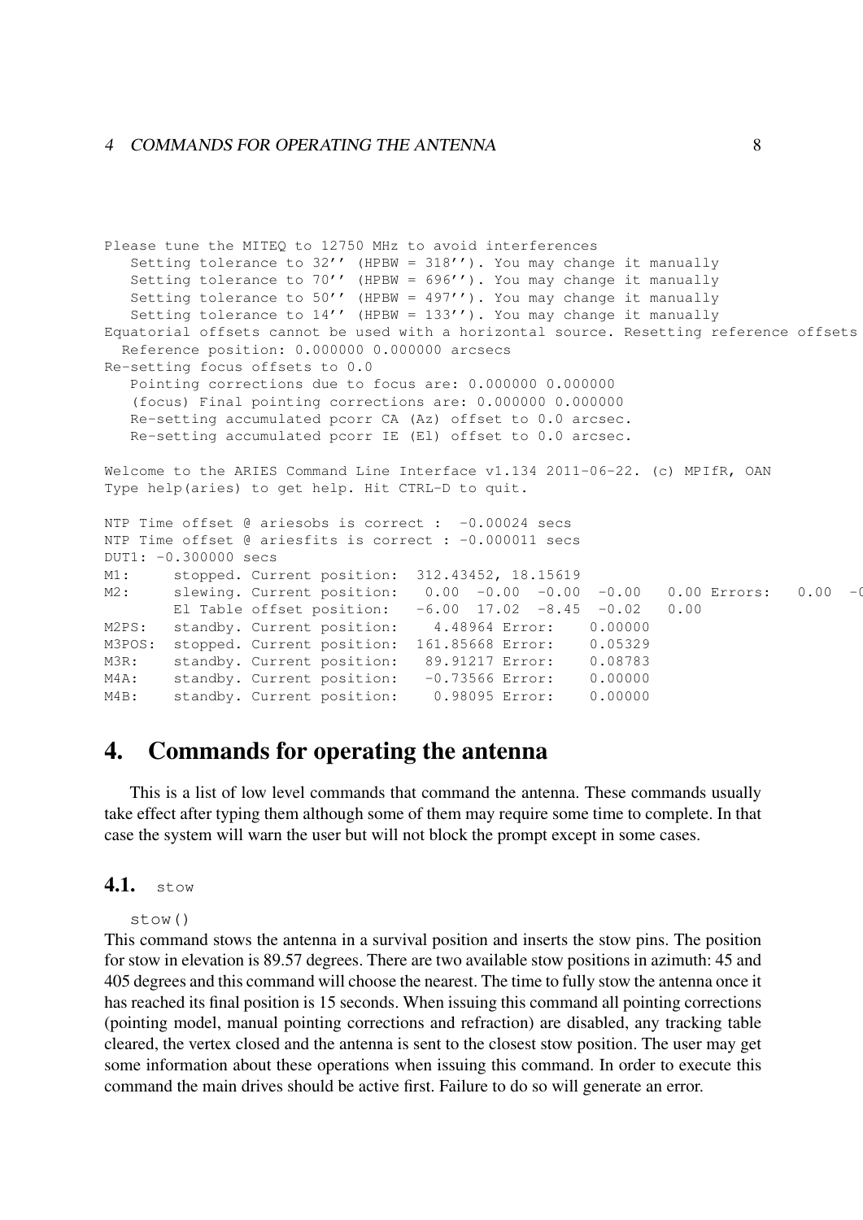```
Please tune the MITEQ to 12750 MHz to avoid interferences
   Setting tolerance to 32'' (HPBW = 318''). You may change it manually
   Setting tolerance to 70'' (HPBW = 696''). You may change it manually
   Setting tolerance to 50'' (HPBW = 497''). You may change it manually
   Setting tolerance to 14'' (HPBW = 133''). You may change it manually
Equatorial offsets cannot be used with a horizontal source. Resetting reference offsets
  Reference position: 0.000000 0.000000 arcsecs
Re-setting focus offsets to 0.0
   Pointing corrections due to focus are: 0.000000 0.000000
   (focus) Final pointing corrections are: 0.000000 0.000000
   Re-setting accumulated pcorr CA (Az) offset to 0.0 arcsec.
   Re-setting accumulated pcorr IE (El) offset to 0.0 arcsec.

Welcome to the ARIES Command Line Interface v1.134 2011-06-22. (c) MPIfR, OAN
Type help(aries) to get help. Hit CTRL-D to quit.

NTP Time offset @ ariesobs is correct :  -0.00024 secs
NTP Time offset @ ariesfits is correct : -0.000011 secs
DUT1: -0.300000 secs
M1:     stopped. Current position:  312.43452, 18.15619
M2:     slewing. Current position:   0.00  -0.00  -0.00  -0.00   0.00 Errors:   0.00  -0
        El Table offset position:   -6.00  17.02  -8.45  -0.02   0.00
M2PS:   standby. Current position:    4.48964 Error:    0.00000
M3POS:  stopped. Current position:  161.85668 Error:    0.05329
M3R:    standby. Current position:   89.91217 Error:    0.08783
M4A:    standby. Current position:   -0.73566 Error:    0.00000
M4B:    standby. Current position:    0.98095 Error:    0.00000
```

# 4. Commands for operating the antenna

This is a list of low level commands that command the antenna. These commands usually take effect after typing them although some of them may require some time to complete. In that case the system will warn the user but will not block the prompt except in some cases.

## 4.1. `stow`

`stow()`

This command stows the antenna in a survival position and inserts the stow pins. The position for stow in elevation is 89.57 degrees. There are two available stow positions in azimuth: 45 and 405 degrees and this command will choose the nearest. The time to fully stow the antenna once it has reached its final position is 15 seconds. When issuing this command all pointing corrections (pointing model, manual pointing corrections and refraction) are disabled, any tracking table cleared, the vertex closed and the antenna is sent to the closest stow position. The user may get some information about these operations when issuing this command. In order to execute this command the main drives should be active first. Failure to do so will generate an error.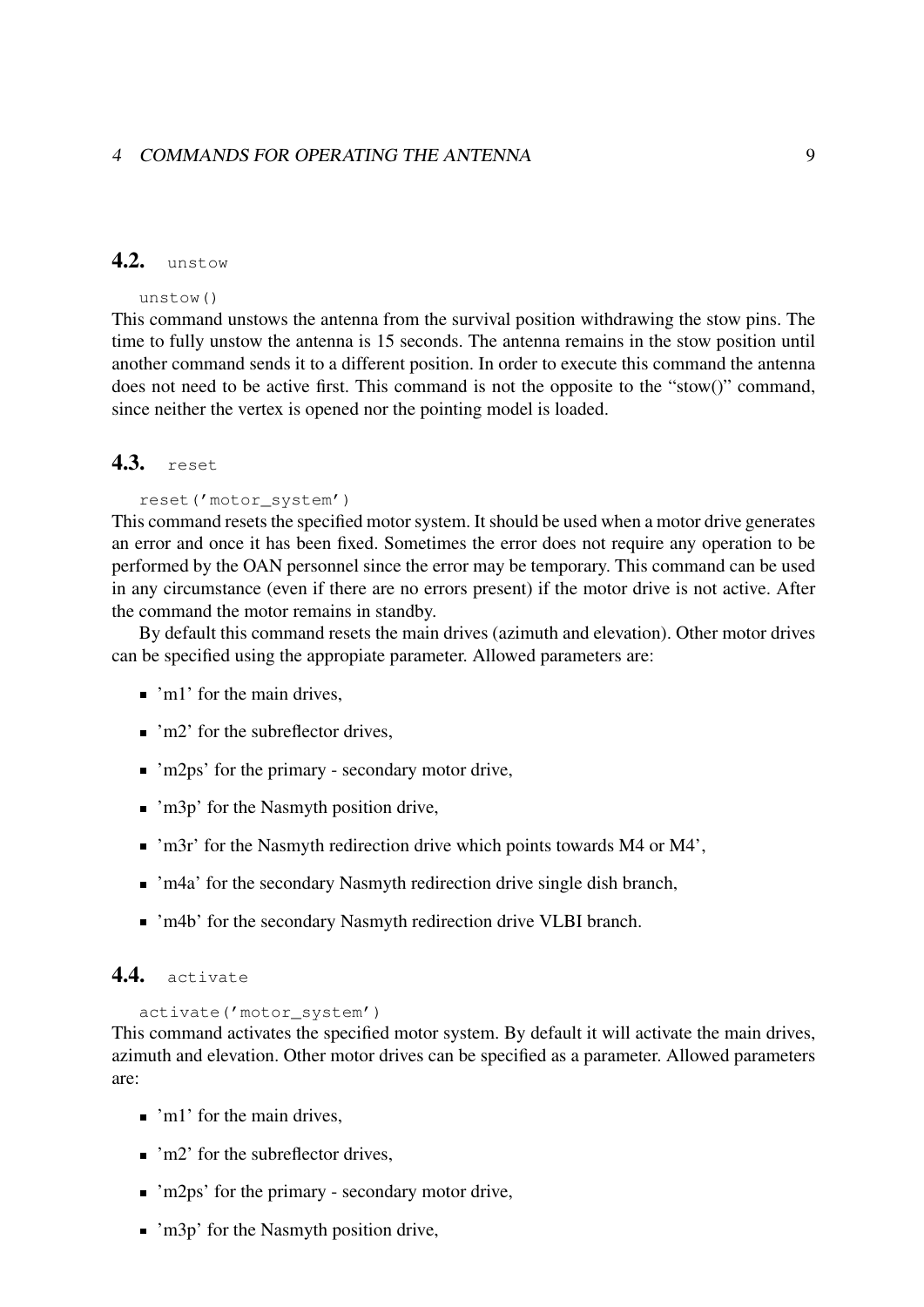## 4.2. `unstow`

```
unstow()
```

This command unstows the antenna from the survival position withdrawing the stow pins. The time to fully unstow the antenna is 15 seconds. The antenna remains in the stow position until another command sends it to a different position. In order to execute this command the antenna does not need to be active first. This command is not the opposite to the "stow()" command, since neither the vertex is opened nor the pointing model is loaded.

## 4.3. `reset`

```
reset('motor_system')
```

This command resets the specified motor system. It should be used when a motor drive generates an error and once it has been fixed. Sometimes the error does not require any operation to be performed by the OAN personnel since the error may be temporary. This command can be used in any circumstance (even if there are no errors present) if the motor drive is not active. After the command the motor remains in standby.

By default this command resets the main drives (azimuth and elevation). Other motor drives can be specified using the appropiate parameter. Allowed parameters are:

- 'm1' for the main drives,
- 'm2' for the subreflector drives,
- 'm2ps' for the primary - secondary motor drive,
- 'm3p' for the Nasmyth position drive,
- 'm3r' for the Nasmyth redirection drive which points towards M4 or M4',
- 'm4a' for the secondary Nasmyth redirection drive single dish branch,
- 'm4b' for the secondary Nasmyth redirection drive VLBI branch.

## 4.4. `activate`

```
activate('motor_system')
```

This command activates the specified motor system. By default it will activate the main drives, azimuth and elevation. Other motor drives can be specified as a parameter. Allowed parameters are:

- 'm1' for the main drives,
- 'm2' for the subreflector drives,
- 'm2ps' for the primary - secondary motor drive,
- 'm3p' for the Nasmyth position drive,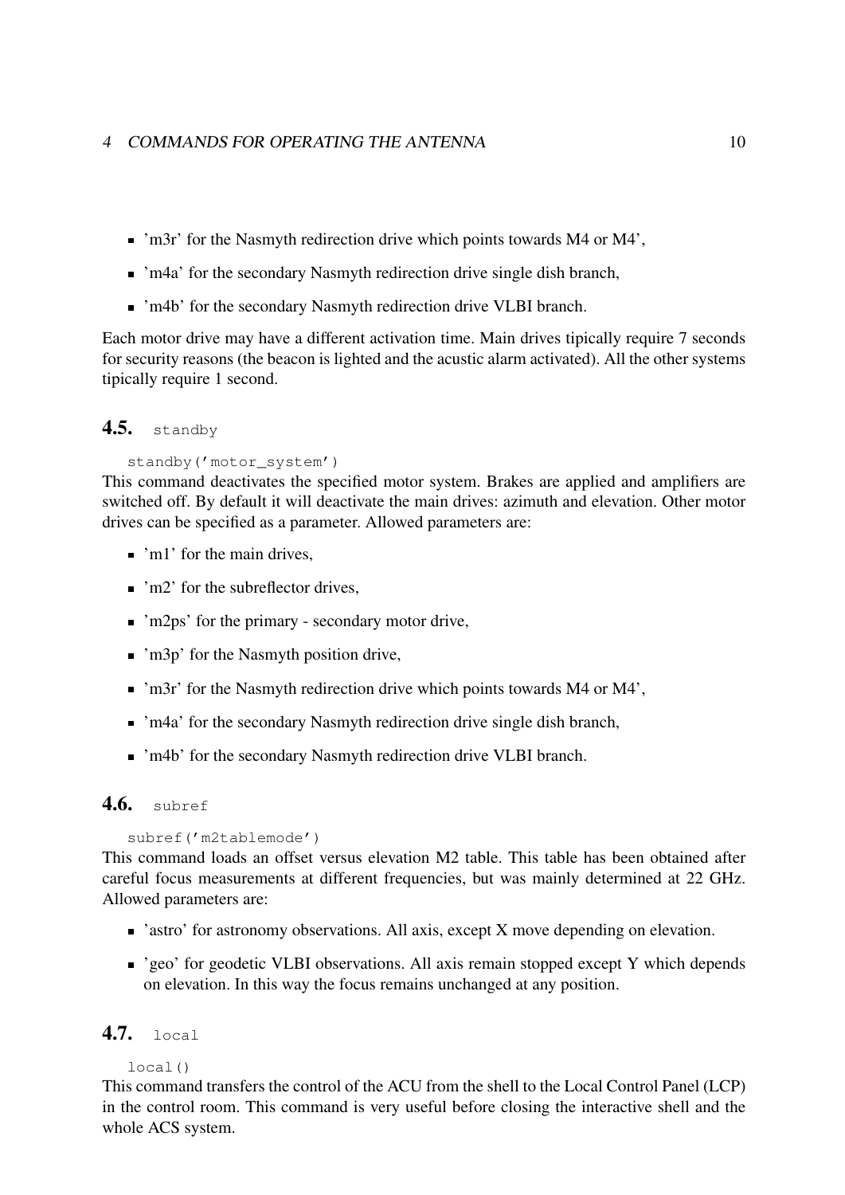- 'm3r' for the Nasmyth redirection drive which points towards M4 or M4',
- 'm4a' for the secondary Nasmyth redirection drive single dish branch,
- 'm4b' for the secondary Nasmyth redirection drive VLBI branch.

Each motor drive may have a different activation time. Main drives tipically require 7 seconds for security reasons (the beacon is lighted and the acustic alarm activated). All the other systems tipically require 1 second.

## 4.5. `standby`

```
standby('motor_system')
```

This command deactivates the specified motor system. Brakes are applied and amplifiers are switched off. By default it will deactivate the main drives: azimuth and elevation. Other motor drives can be specified as a parameter. Allowed parameters are:

- 'm1' for the main drives,
- 'm2' for the subreflector drives,
- 'm2ps' for the primary - secondary motor drive,
- 'm3p' for the Nasmyth position drive,
- 'm3r' for the Nasmyth redirection drive which points towards M4 or M4',
- 'm4a' for the secondary Nasmyth redirection drive single dish branch,
- 'm4b' for the secondary Nasmyth redirection drive VLBI branch.

## 4.6. `subref`

```
subref('m2tablemode')
```

This command loads an offset versus elevation M2 table. This table has been obtained after careful focus measurements at different frequencies, but was mainly determined at 22 GHz. Allowed parameters are:

- 'astro' for astronomy observations. All axis, except X move depending on elevation.
- 'geo' for geodetic VLBI observations. All axis remain stopped except Y which depends on elevation. In this way the focus remains unchanged at any position.

## 4.7. `local`

```
local()
```

This command transfers the control of the ACU from the shell to the Local Control Panel (LCP) in the control room. This command is very useful before closing the interactive shell and the whole ACS system.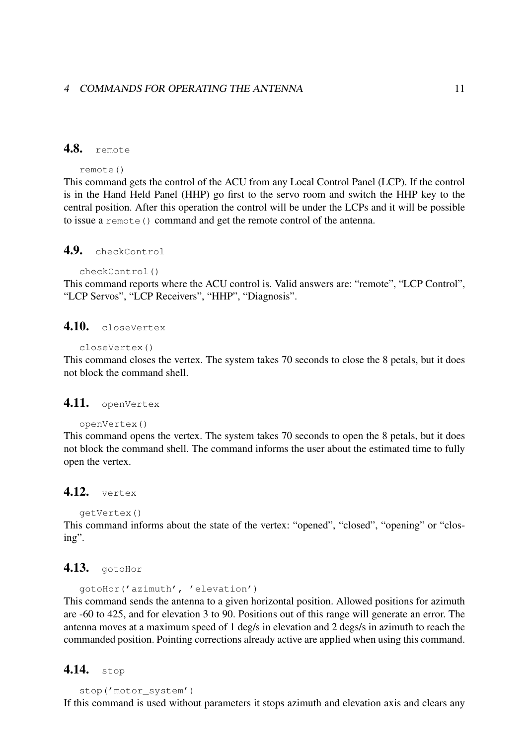## 4.8. `remote`

```
remote()
```

This command gets the control of the ACU from any Local Control Panel (LCP). If the control is in the Hand Held Panel (HHP) go first to the servo room and switch the HHP key to the central position. After this operation the control will be under the LCPs and it will be possible to issue a `remote()` command and get the remote control of the antenna.

## 4.9. `checkControl`

```
checkControl()
```

This command reports where the ACU control is. Valid answers are: "remote", "LCP Control", "LCP Servos", "LCP Receivers", "HHP", "Diagnosis".

## 4.10. `closeVertex`

```
closeVertex()
```

This command closes the vertex. The system takes 70 seconds to close the 8 petals, but it does not block the command shell.

## 4.11. `openVertex`

```
openVertex()
```

This command opens the vertex. The system takes 70 seconds to open the 8 petals, but it does not block the command shell. The command informs the user about the estimated time to fully open the vertex.

## 4.12. `vertex`

```
getVertex()
```

This command informs about the state of the vertex: "opened", "closed", "opening" or "closing".

## 4.13. `gotoHor`

```
gotoHor('azimuth', 'elevation')
```

This command sends the antenna to a given horizontal position. Allowed positions for azimuth are -60 to 425, and for elevation 3 to 90. Positions out of this range will generate an error. The antenna moves at a maximum speed of 1 deg/s in elevation and 2 degs/s in azimuth to reach the commanded position. Pointing corrections already active are applied when using this command.

## 4.14. `stop`

```
stop('motor_system')
```

If this command is used without parameters it stops azimuth and elevation axis and clears any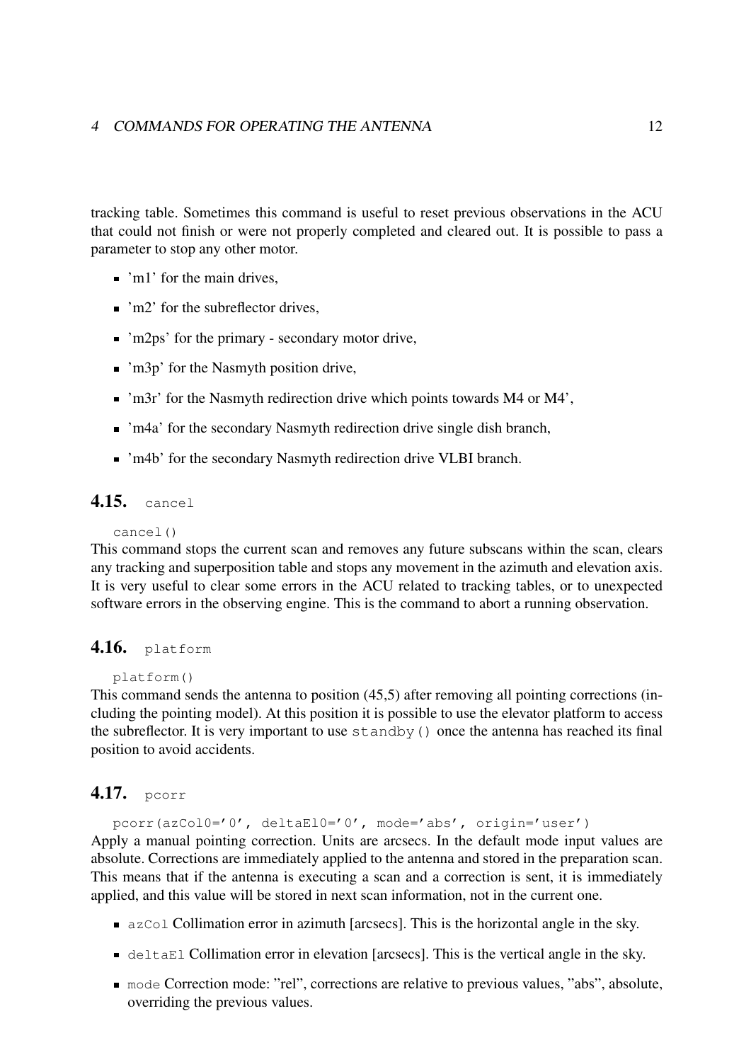tracking table. Sometimes this command is useful to reset previous observations in the ACU that could not finish or were not properly completed and cleared out. It is possible to pass a parameter to stop any other motor.

- 'm1' for the main drives,
- 'm2' for the subreflector drives,
- 'm2ps' for the primary - secondary motor drive,
- 'm3p' for the Nasmyth position drive,
- 'm3r' for the Nasmyth redirection drive which points towards M4 or M4',
- 'm4a' for the secondary Nasmyth redirection drive single dish branch,
- 'm4b' for the secondary Nasmyth redirection drive VLBI branch.

## 4.15. `cancel`

```
cancel()
```

This command stops the current scan and removes any future subscans within the scan, clears any tracking and superposition table and stops any movement in the azimuth and elevation axis. It is very useful to clear some errors in the ACU related to tracking tables, or to unexpected software errors in the observing engine. This is the command to abort a running observation.

## 4.16. `platform`

```
platform()
```

This command sends the antenna to position (45,5) after removing all pointing corrections (including the pointing model). At this position it is possible to use the elevator platform to access the subreflector. It is very important to use `standby()` once the antenna has reached its final position to avoid accidents.

## 4.17. `pcorr`

```
pcorr(azCol0='0', deltaEl0='0', mode='abs', origin='user')
```

Apply a manual pointing correction. Units are arcsecs. In the default mode input values are absolute. Corrections are immediately applied to the antenna and stored in the preparation scan. This means that if the antenna is executing a scan and a correction is sent, it is immediately applied, and this value will be stored in next scan information, not in the current one.

- `azCol` Collimation error in azimuth [arcsecs]. This is the horizontal angle in the sky.
- `deltaEl` Collimation error in elevation [arcsecs]. This is the vertical angle in the sky.
- `mode` Correction mode: "rel", corrections are relative to previous values, "abs", absolute, overriding the previous values.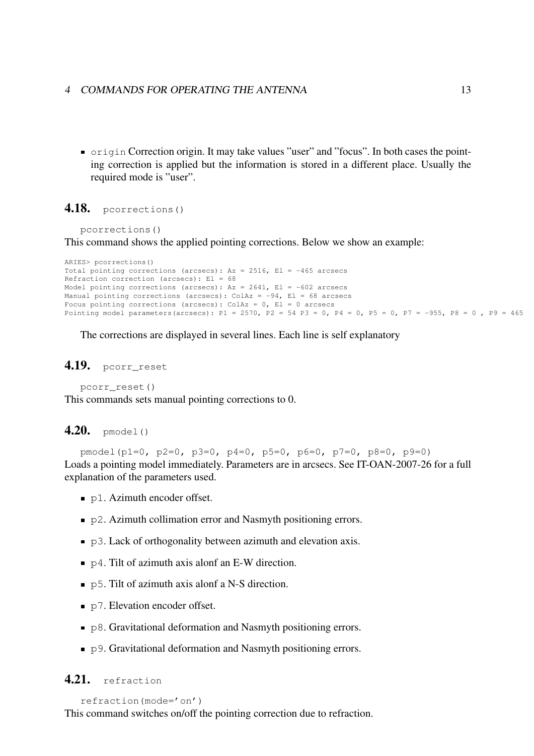- `origin` Correction origin. It may take values "user" and "focus". In both cases the pointing correction is applied but the information is stored in a different place. Usually the required mode is "user".

## 4.18. pcorrections()

```
pcorrections()
```

This command shows the applied pointing corrections. Below we show an example:

```
ARIES> pcorrections()
Total pointing corrections (arcsecs): Az = 2516, El = -465 arcsecs
Refraction correction (arcsecs): El = 68
Model pointing corrections (arcsecs): Az = 2641, El = -602 arcsecs
Manual pointing corrections (arcsecs): ColAz = -94, El = 68 arcsecs
Focus pointing corrections (arcsecs): ColAz = 0, El = 0 arcsecs
Pointing model parameters(arcsecs): P1 = 2570, P2 = 54 P3 = 0, P4 = 0, P5 = 0, P7 = -955, P8 = 0 , P9 = 465
```

The corrections are displayed in several lines. Each line is self explanatory

## 4.19. pcorr_reset

```
pcorr_reset()
```

This commands sets manual pointing corrections to 0.

## 4.20. pmodel()

```
pmodel(p1=0, p2=0, p3=0, p4=0, p5=0, p6=0, p7=0, p8=0, p9=0)
```

Loads a pointing model immediately. Parameters are in arcsecs. See IT-OAN-2007-26 for a full explanation of the parameters used.

- `p1`. Azimuth encoder offset.
- `p2`. Azimuth collimation error and Nasmyth positioning errors.
- `p3`. Lack of orthogonality between azimuth and elevation axis.
- `p4`. Tilt of azimuth axis alonf an E-W direction.
- `p5`. Tilt of azimuth axis alonf a N-S direction.
- `p7`. Elevation encoder offset.
- `p8`. Gravitational deformation and Nasmyth positioning errors.
- `p9`. Gravitational deformation and Nasmyth positioning errors.

## 4.21. refraction

```
refraction(mode='on')
```

This command switches on/off the pointing correction due to refraction.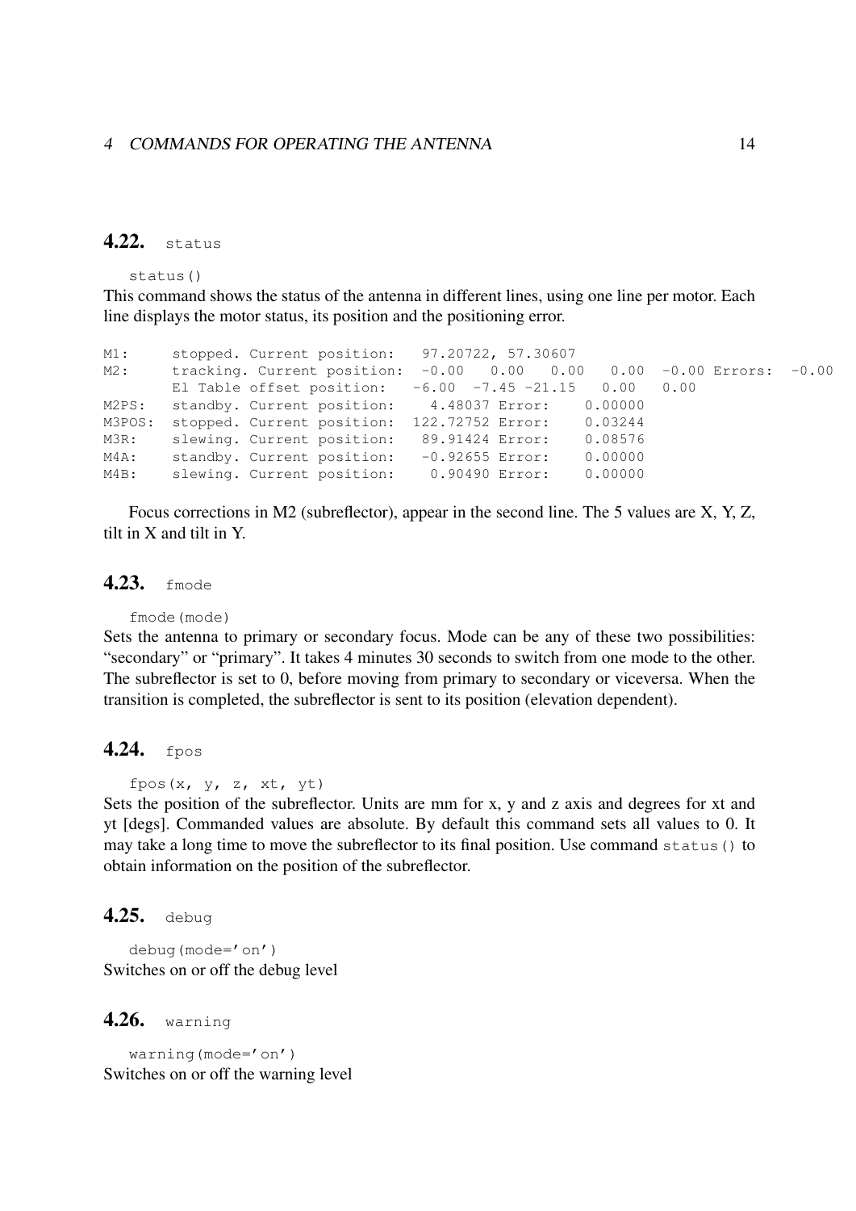### 4.22. `status`

```
status()
```

This command shows the status of the antenna in different lines, using one line per motor. Each line displays the motor status, its position and the positioning error.

```
M1:     stopped. Current position:   97.20722, 57.30607
M2:     tracking. Current position:  -0.00   0.00   0.00   0.00  -0.00 Errors:  -0.00
        El Table offset position:   -6.00  -7.45 -21.15   0.00   0.00
M2PS:   standby. Current position:    4.48037 Error:    0.00000
M3POS:  stopped. Current position:  122.72752 Error:    0.03244
M3R:    slewing. Current position:   89.91424 Error:    0.08576
M4A:    standby. Current position:   -0.92655 Error:    0.00000
M4B:    slewing. Current position:    0.90490 Error:    0.00000
```

Focus corrections in M2 (subreflector), appear in the second line. The 5 values are X, Y, Z, tilt in X and tilt in Y.

### 4.23. `fmode`

```
fmode(mode)
```

Sets the antenna to primary or secondary focus. Mode can be any of these two possibilities: “secondary” or “primary”. It takes 4 minutes 30 seconds to switch from one mode to the other. The subreflector is set to 0, before moving from primary to secondary or viceversa. When the transition is completed, the subreflector is sent to its position (elevation dependent).

### 4.24. `fpos`

```
fpos(x, y, z, xt, yt)
```

Sets the position of the subreflector. Units are mm for x, y and z axis and degrees for xt and yt [degs]. Commanded values are absolute. By default this command sets all values to 0. It may take a long time to move the subreflector to its final position. Use command `status()` to obtain information on the position of the subreflector.

### 4.25. `debug`

```
debug(mode='on')
```

Switches on or off the debug level

### 4.26. `warning`

```
warning(mode='on')
```

Switches on or off the warning level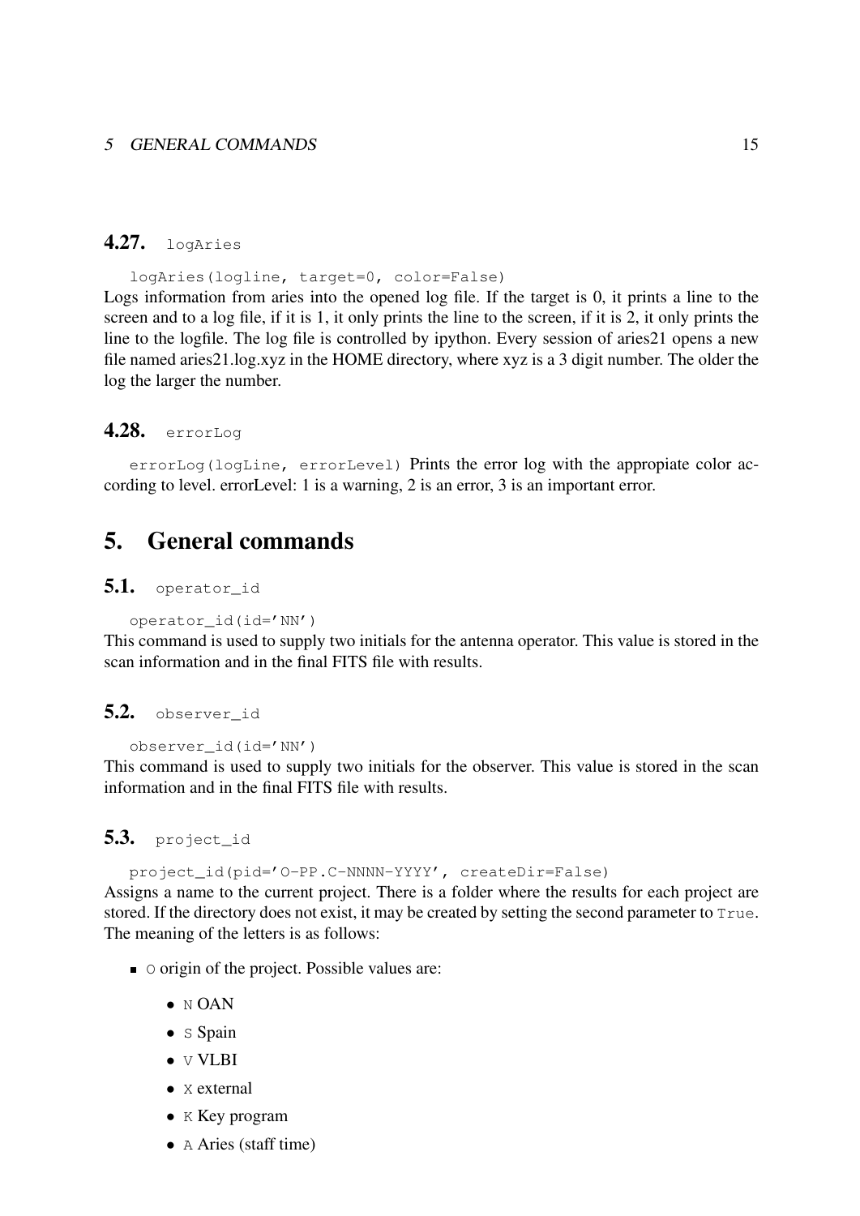### 4.27. `logAries`

`logAries(logline, target=0, color=False)`
Logs information from aries into the opened log file. If the target is 0, it prints a line to the screen and to a log file, if it is 1, it only prints the line to the screen, if it is 2, it only prints the line to the logfile. The log file is controlled by ipython. Every session of aries21 opens a new file named aries21.log.xyz in the HOME directory, where xyz is a 3 digit number. The older the log the larger the number.

### 4.28. `errorLog`

`errorLog(logLine, errorLevel)` Prints the error log with the appropiate color according to level. errorLevel: 1 is a warning, 2 is an error, 3 is an important error.

## 5. General commands

### 5.1. `operator_id`

`operator_id(id='NN')`
This command is used to supply two initials for the antenna operator. This value is stored in the scan information and in the final FITS file with results.

### 5.2. `observer_id`

`observer_id(id='NN')`
This command is used to supply two initials for the observer. This value is stored in the scan information and in the final FITS file with results.

### 5.3. `project_id`

`project_id(pid='O-PP.C-NNNN-YYYY', createDir=False)`
Assigns a name to the current project. There is a folder where the results for each project are stored. If the directory does not exist, it may be created by setting the second parameter to `True`. The meaning of the letters is as follows:

- `O` origin of the project. Possible values are:
  - `N` OAN
  - `S` Spain
  - `V` VLBI
  - `X` external
  - `K` Key program
  - `A` Aries (staff time)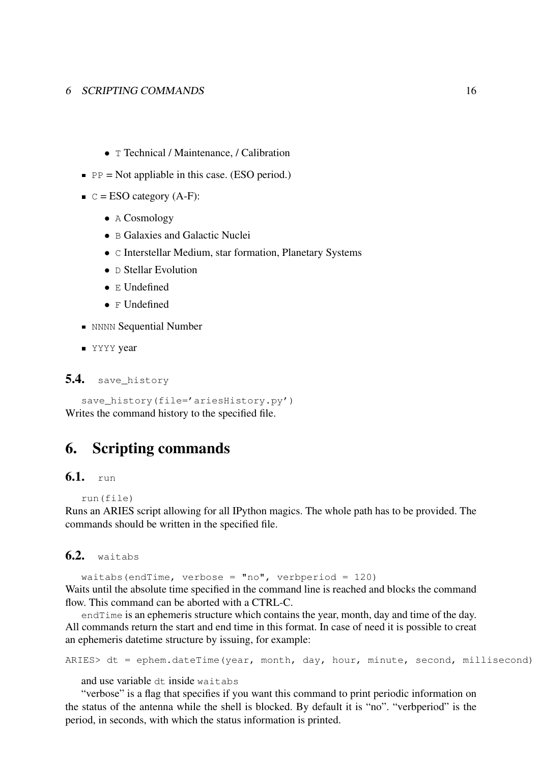- `T` Technical / Maintenance, / Calibration

- `PP` = Not appliable in this case. (ESO period.)
- `C` = ESO category (A-F):
  - `A` Cosmology
  - `B` Galaxies and Galactic Nuclei
  - `C` Interstellar Medium, star formation, Planetary Systems
  - `D` Stellar Evolution
  - `E` Undefined
  - `F` Undefined
- `NNNN` Sequential Number
- `YYYY` year

### 5.4. `save_history`

`save_history(file='ariesHistory.py')`
Writes the command history to the specified file.

## 6. Scripting commands

### 6.1. `run`

`run(file)`
Runs an ARIES script allowing for all IPython magics. The whole path has to be provided. The commands should be written in the specified file.

### 6.2. `waitabs`

`waitabs(endTime, verbose = "no", verbperiod = 120)`
Waits until the absolute time specified in the command line is reached and blocks the command flow. This command can be aborted with a CTRL-C.

`endTime` is an ephemeris structure which contains the year, month, day and time of the day. All commands return the start and end time in this format. In case of need it is possible to creat an ephemeris datetime structure by issuing, for example:

```
ARIES> dt = ephem.dateTime(year, month, day, hour, minute, second, millisecond)
```

and use variable `dt` inside `waitabs`

"verbose" is a flag that specifies if you want this command to print periodic information on the status of the antenna while the shell is blocked. By default it is "no". "verbperiod" is the period, in seconds, with which the status information is printed.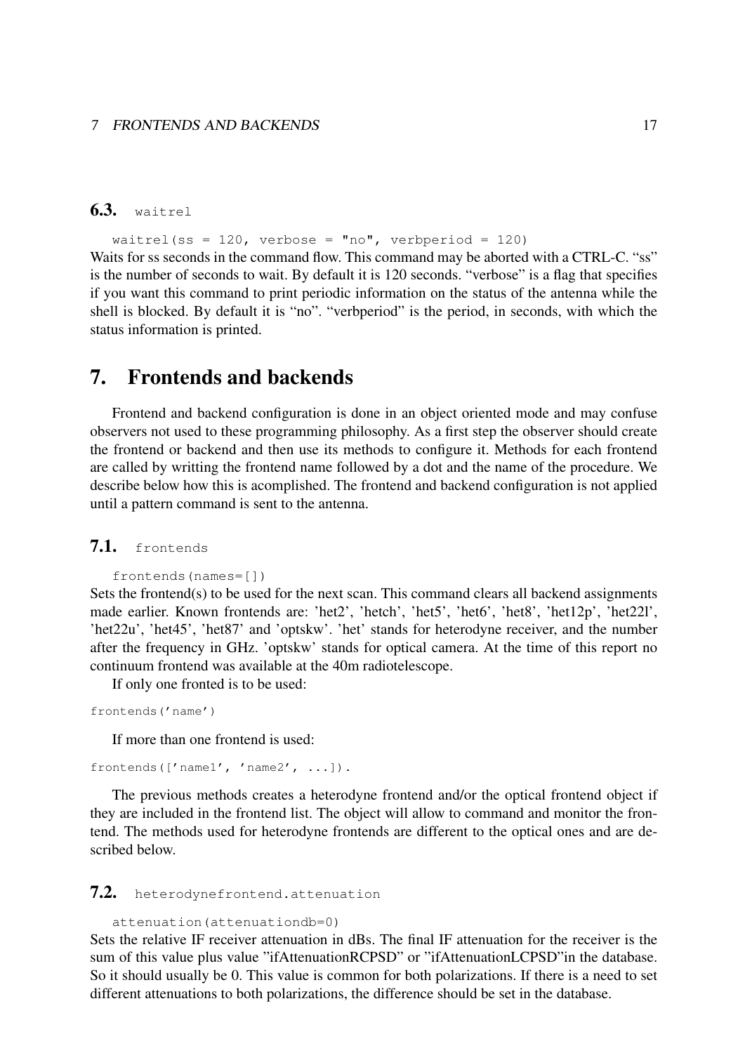### 6.3. `waitrel`

```
waitrel(ss = 120, verbose = "no", verbperiod = 120)
```

Waits for ss seconds in the command flow. This command may be aborted with a CTRL-C. “ss” is the number of seconds to wait. By default it is 120 seconds. “verbose” is a flag that specifies if you want this command to print periodic information on the status of the antenna while the shell is blocked. By default it is “no”. “verbperiod” is the period, in seconds, with which the status information is printed.

## 7. Frontends and backends

Frontend and backend configuration is done in an object oriented mode and may confuse observers not used to these programming philosophy. As a first step the observer should create the frontend or backend and then use its methods to configure it. Methods for each frontend are called by writting the frontend name followed by a dot and the name of the procedure. We describe below how this is acomplished. The frontend and backend configuration is not applied until a pattern command is sent to the antenna.

### 7.1. `frontends`

```
frontends(names=[])
```

Sets the frontend(s) to be used for the next scan. This command clears all backend assignments made earlier. Known frontends are: 'het2', 'hetch', 'het5', 'het6', 'het8', 'het12p', 'het22l', 'het22u', 'het45', 'het87' and 'optskw'. 'het' stands for heterodyne receiver, and the number after the frequency in GHz. 'optskw' stands for optical camera. At the time of this report no continuum frontend was available at the 40m radiotelescope.

If only one fronted is to be used:

```
frontends('name')
```

If more than one frontend is used:

```
frontends(['name1', 'name2', ...]).
```

The previous methods creates a heterodyne frontend and/or the optical frontend object if they are included in the frontend list. The object will allow to command and monitor the frontend. The methods used for heterodyne frontends are different to the optical ones and are described below.

### 7.2. `heterodynefrontend.attenuation`

```
attenuation(attenuationdb=0)
```

Sets the relative IF receiver attenuation in dBs. The final IF attenuation for the receiver is the sum of this value plus value "ifAttenuationRCPSD" or "ifAttenuationLCPSD"in the database. So it should usually be 0. This value is common for both polarizations. If there is a need to set different attenuations to both polarizations, the difference should be set in the database.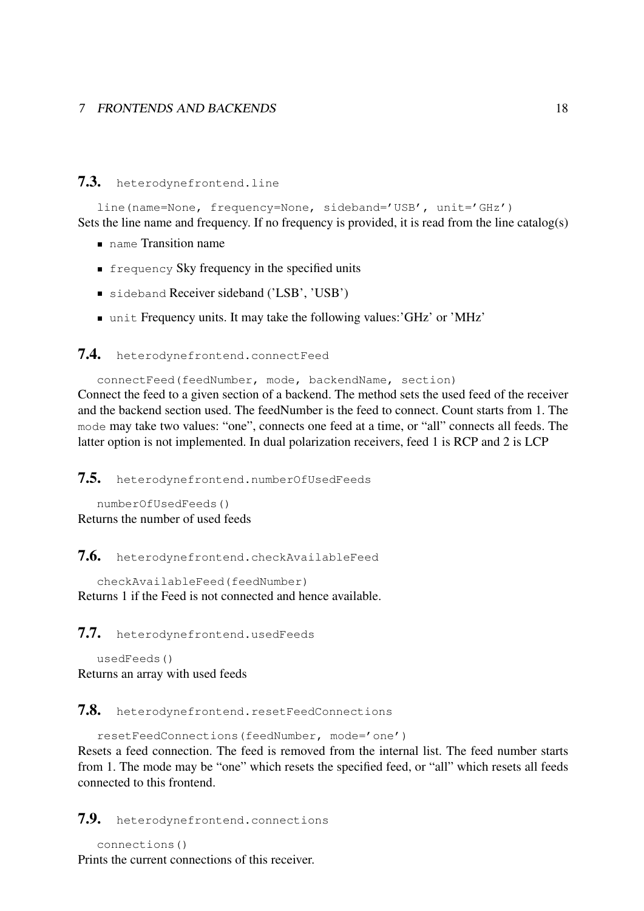## 7.3. `heterodynefrontend.line`

`line(name=None, frequency=None, sideband='USB', unit='GHz')`

Sets the line name and frequency. If no frequency is provided, it is read from the line catalog(s)

- `name` Transition name
- `frequency` Sky frequency in the specified units
- `sideband` Receiver sideband ('LSB', 'USB')
- `unit` Frequency units. It may take the following values:'GHz' or 'MHz'

## 7.4. `heterodynefrontend.connectFeed`

`connectFeed(feedNumber, mode, backendName, section)`

Connect the feed to a given section of a backend. The method sets the used feed of the receiver and the backend section used. The feedNumber is the feed to connect. Count starts from 1. The `mode` may take two values: "one", connects one feed at a time, or "all" connects all feeds. The latter option is not implemented. In dual polarization receivers, feed 1 is RCP and 2 is LCP

## 7.5. `heterodynefrontend.numberOfUsedFeeds`

`numberOfUsedFeeds()`

Returns the number of used feeds

## 7.6. `heterodynefrontend.checkAvailableFeed`

`checkAvailableFeed(feedNumber)`

Returns 1 if the Feed is not connected and hence available.

## 7.7. `heterodynefrontend.usedFeeds`

`usedFeeds()`

Returns an array with used feeds

## 7.8. `heterodynefrontend.resetFeedConnections`

`resetFeedConnections(feedNumber, mode='one')`

Resets a feed connection. The feed is removed from the internal list. The feed number starts from 1. The mode may be "one" which resets the specified feed, or "all" which resets all feeds connected to this frontend.

## 7.9. `heterodynefrontend.connections`

`connections()`

Prints the current connections of this receiver.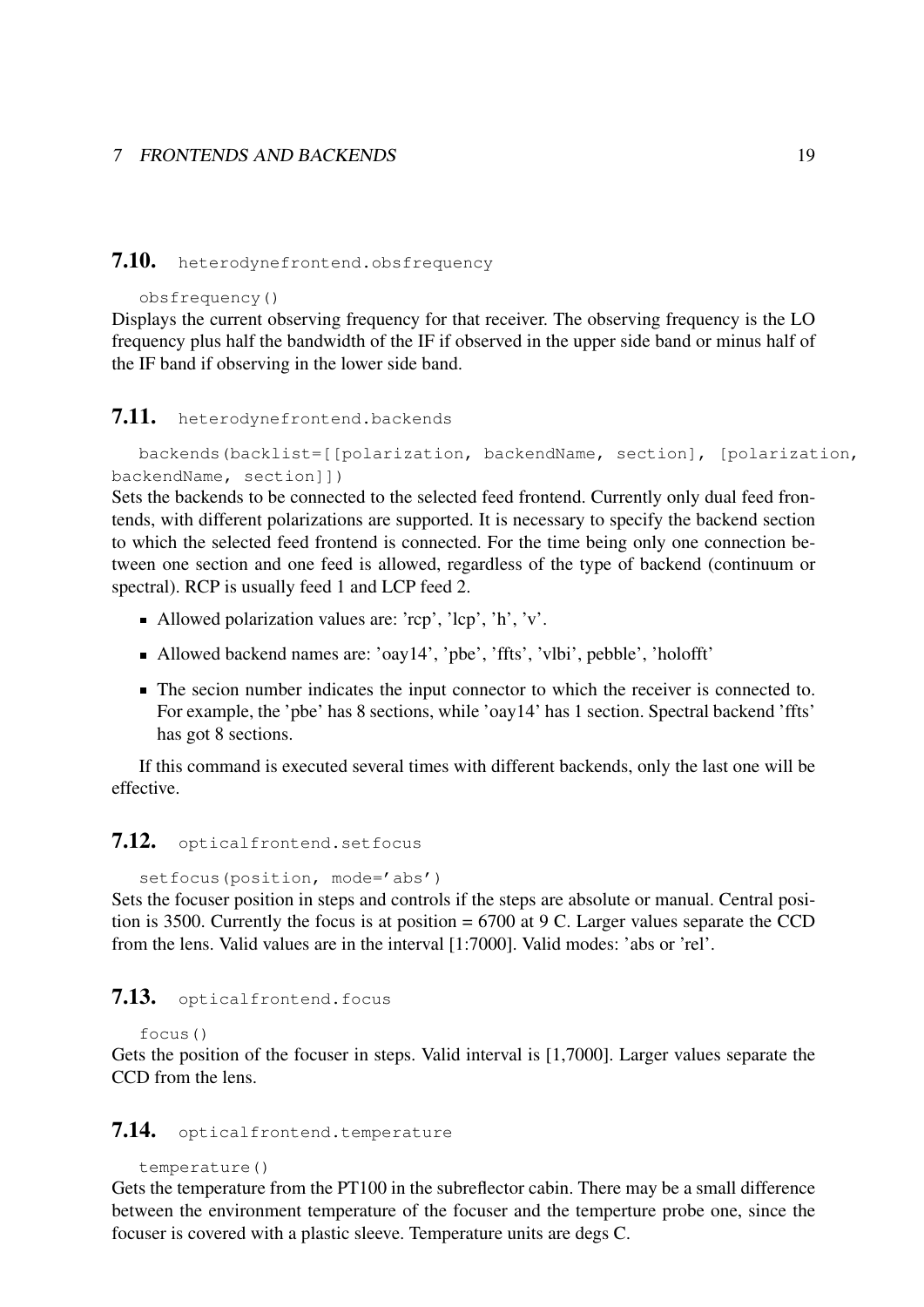## 7.10. `heterodynefrontend.obsfrequency`

```
obsfrequency()
```

Displays the current observing frequency for that receiver. The observing frequency is the LO frequency plus half the bandwidth of the IF if observed in the upper side band or minus half of the IF band if observing in the lower side band.

## 7.11. `heterodynefrontend.backends`

```
backends(backlist=[[polarization, backendName, section], [polarization, backendName, section]])
```

Sets the backends to be connected to the selected feed frontend. Currently only dual feed frontends, with different polarizations are supported. It is necessary to specify the backend section to which the selected feed frontend is connected. For the time being only one connection between one section and one feed is allowed, regardless of the type of backend (continuum or spectral). RCP is usually feed 1 and LCP feed 2.

- Allowed polarization values are: 'rcp', 'lcp', 'h', 'v'.
- Allowed backend names are: 'oay14', 'pbe', 'ffts', 'vlbi', pebble', 'holofft'
- The secion number indicates the input connector to which the receiver is connected to. For example, the 'pbe' has 8 sections, while 'oay14' has 1 section. Spectral backend 'ffts' has got 8 sections.

If this command is executed several times with different backends, only the last one will be effective.

## 7.12. `opticalfrontend.setfocus`

```
setfocus(position, mode='abs')
```

Sets the focuser position in steps and controls if the steps are absolute or manual. Central position is 3500. Currently the focus is at position = 6700 at 9 C. Larger values separate the CCD from the lens. Valid values are in the interval [1:7000]. Valid modes: 'abs or 'rel'.

## 7.13. `opticalfrontend.focus`

```
focus()
```

Gets the position of the focuser in steps. Valid interval is [1,7000]. Larger values separate the CCD from the lens.

## 7.14. `opticalfrontend.temperature`

```
temperature()
```

Gets the temperature from the PT100 in the subreflector cabin. There may be a small difference between the environment temperature of the focuser and the temperture probe one, since the focuser is covered with a plastic sleeve. Temperature units are degs C.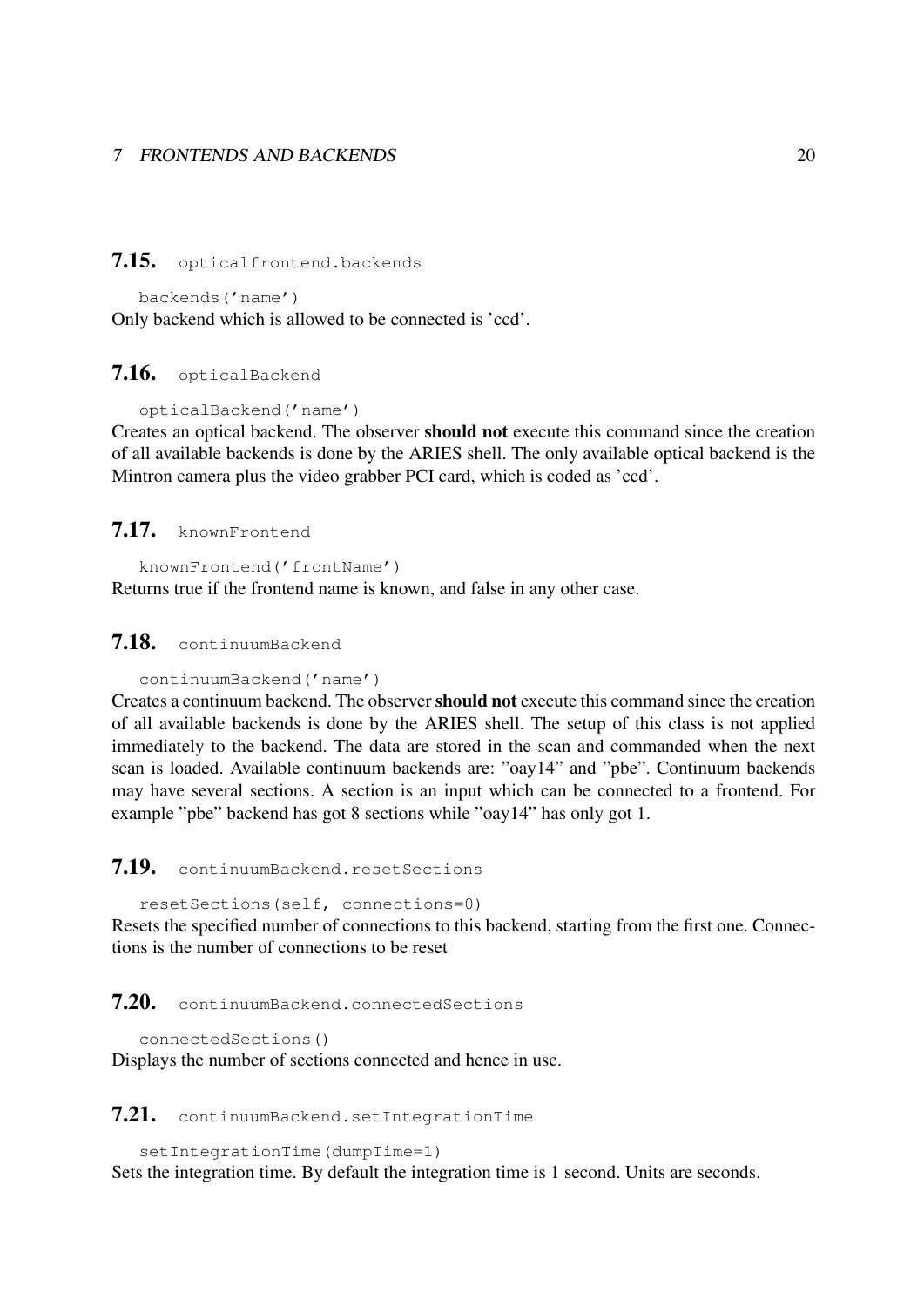## 7.15. `opticalfrontend.backends`

```
backends('name')
```

Only backend which is allowed to be connected is 'ccd'.

## 7.16. `opticalBackend`

```
opticalBackend('name')
```

Creates an optical backend. The observer **should not** execute this command since the creation of all available backends is done by the ARIES shell. The only available optical backend is the Mintron camera plus the video grabber PCI card, which is coded as 'ccd'.

## 7.17. `knownFrontend`

```
knownFrontend('frontName')
```

Returns true if the frontend name is known, and false in any other case.

## 7.18. `continuumBackend`

```
continuumBackend('name')
```

Creates a continuum backend. The observer **should not** execute this command since the creation of all available backends is done by the ARIES shell. The setup of this class is not applied immediately to the backend. The data are stored in the scan and commanded when the next scan is loaded. Available continuum backends are: "oay14" and "pbe". Continuum backends may have several sections. A section is an input which can be connected to a frontend. For example "pbe" backend has got 8 sections while "oay14" has only got 1.

## 7.19. `continuumBackend.resetSections`

```
resetSections(self, connections=0)
```

Resets the specified number of connections to this backend, starting from the first one. Connections is the number of connections to be reset

## 7.20. `continuumBackend.connectedSections`

```
connectedSections()
```

Displays the number of sections connected and hence in use.

## 7.21. `continuumBackend.setIntegrationTime`

```
setIntegrationTime(dumpTime=1)
```

Sets the integration time. By default the integration time is 1 second. Units are seconds.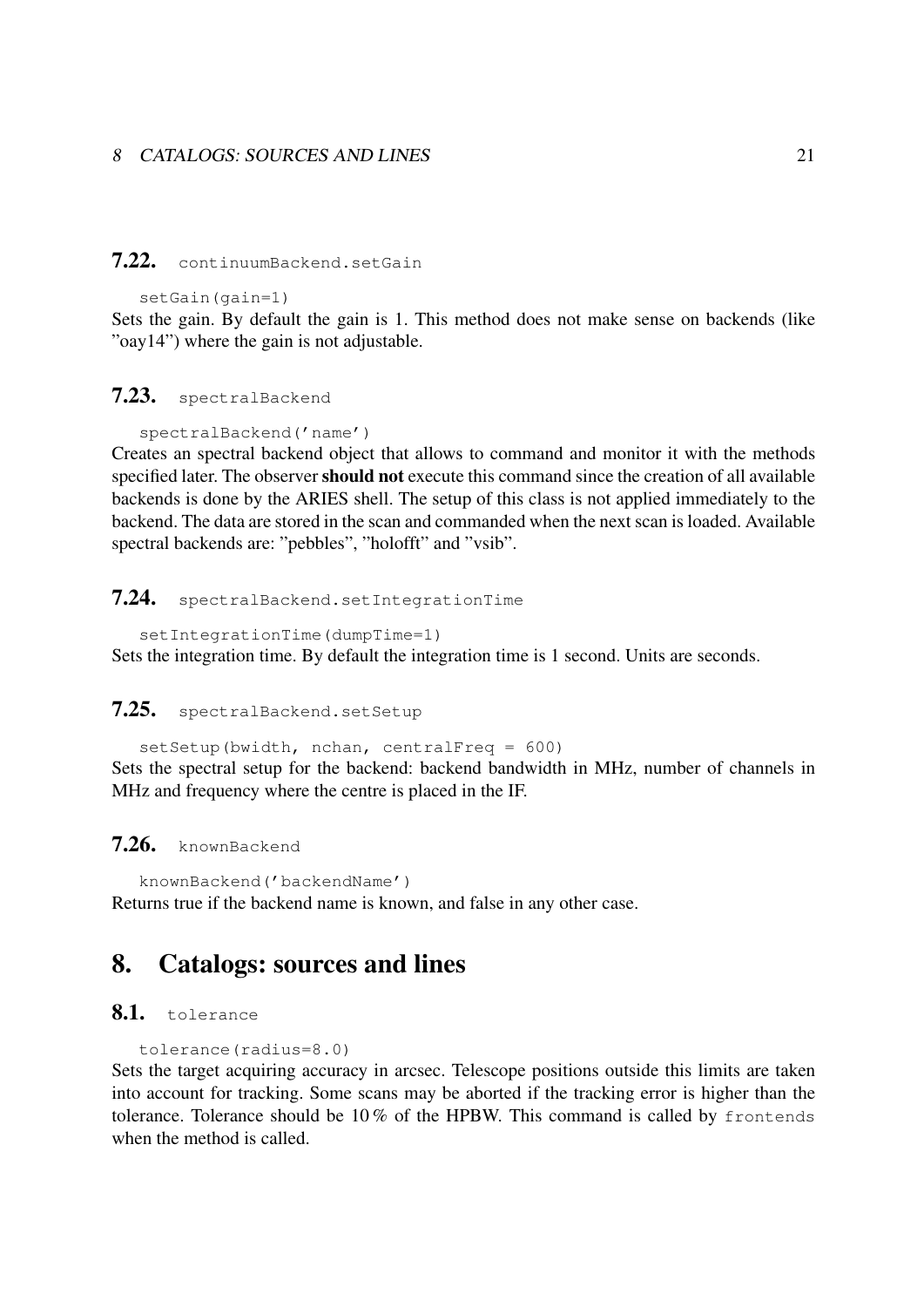### 7.22. `continuumBackend.setGain`

```
setGain(gain=1)
```

Sets the gain. By default the gain is 1. This method does not make sense on backends (like "oay14") where the gain is not adjustable.

### 7.23. `spectralBackend`

```
spectralBackend('name')
```

Creates an spectral backend object that allows to command and monitor it with the methods specified later. The observer **should not** execute this command since the creation of all available backends is done by the ARIES shell. The setup of this class is not applied immediately to the backend. The data are stored in the scan and commanded when the next scan is loaded. Available spectral backends are: "pebbles", "holofft" and "vsib".

### 7.24. `spectralBackend.setIntegrationTime`

```
setIntegrationTime(dumpTime=1)
```

Sets the integration time. By default the integration time is 1 second. Units are seconds.

### 7.25. `spectralBackend.setSetup`

```
setSetup(bwidth, nchan, centralFreq = 600)
```

Sets the spectral setup for the backend: backend bandwidth in MHz, number of channels in MHz and frequency where the centre is placed in the IF.

### 7.26. `knownBackend`

```
knownBackend('backendName')
```

Returns true if the backend name is known, and false in any other case.

## 8. Catalogs: sources and lines

### 8.1. `tolerance`

```
tolerance(radius=8.0)
```

Sets the target acquiring accuracy in arcsec. Telescope positions outside this limits are taken into account for tracking. Some scans may be aborted if the tracking error is higher than the tolerance. Tolerance should be 10 % of the HPBW. This command is called by `frontends` when the method is called.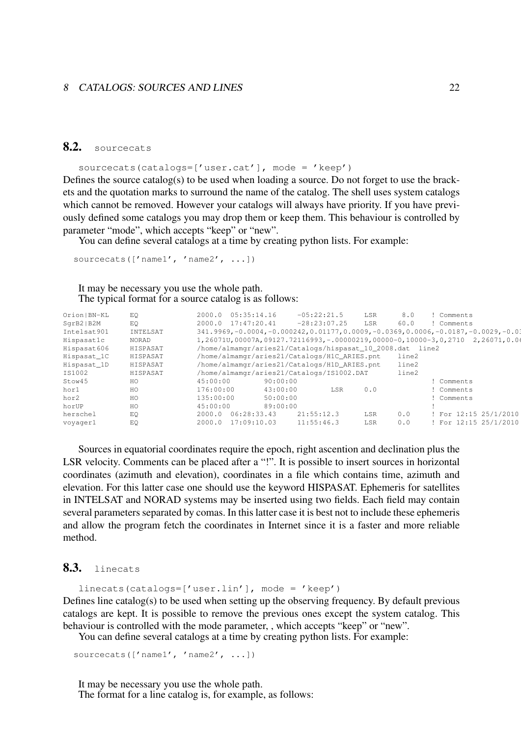## 8.2. sourcecats

```
sourcecats(catalogs=['user.cat'], mode = 'keep')
```

Defines the source catalog(s) to be used when loading a source. Do not forget to use the brackets and the quotation marks to surround the name of the catalog. The shell uses system catalogs which cannot be removed. However your catalogs will always have priority. If you have previously defined some catalogs you may drop them or keep them. This behaviour is controlled by parameter "mode", which accepts "keep" or "new".

You can define several catalogs at a time by creating python lists. For example:

```
sourcecats(['name1', 'name2', ...])
```

It may be necessary you use the whole path.

The typical format for a source catalog is as follows:

```
Orion|BN-KL     EQ          2000.0  05:35:14.16     -05:22:21.5     LSR     8.0     ! Comments
SgrB2|B2M       EQ          2000.0  17:47:20.41     -28:23:07.25    LSR     60.0    ! Comments
Intelsat901     INTELSAT    341.9969,-0.0004,-0.000242,0.01177,0.0009,-0.0369,0.0006,-0.0187,-0.0029,-0.03
Hispasat1c      NORAD       1,26071U,00007A,09127.72116993,-.00000219,00000-0,10000-3,0,2710  2,26071,0.06
Hispasat606     HISPASAT    /home/almamgr/aries21/Catalogs/hispasat_10_2008.dat  line2
Hispasat_1C     HISPASAT    /home/almamgr/aries21/Catalogs/H1C_ARIES.pnt    line2
Hispasat_1D     HISPASAT    /home/almamgr/aries21/Catalogs/H1D_ARIES.pnt    line2
IS1002          HISPASAT    /home/almamgr/aries21/Catalogs/IS1002.DAT       line2
Stow45          HO          45:00:00        90:00:00                                ! Comments
hor1            HO          176:00:00       43:00:00        LSR     0.0             ! Comments
hor2            HO          135:00:00       50:00:00                                ! Comments
horUP           HO          45:00:00        89:00:00                                !
herschel        EQ          2000.0  06:28:33.43     21:55:12.3      LSR     0.0     ! For 12:15 25/1/2010
voyager1        EQ          2000.0  17:09:10.03     11:55:46.3      LSR     0.0     ! For 12:15 25/1/2010
```

Sources in equatorial coordinates require the epoch, right ascention and declination plus the LSR velocity. Comments can be placed after a "!". It is possible to insert sources in horizontal coordinates (azimuth and elevation), coordinates in a file which contains time, azimuth and elevation. For this latter case one should use the keyword HISPASAT. Ephemeris for satellites in INTELSAT and NORAD systems may be inserted using two fields. Each field may contain several parameters separated by comas. In this latter case it is best not to include these ephemeris and allow the program fetch the coordinates in Internet since it is a faster and more reliable method.

## 8.3. linecats

```
linecats(catalogs=['user.lin'], mode = 'keep')
```

Defines line catalog(s) to be used when setting up the observing frequency. By default previous catalogs are kept. It is possible to remove the previous ones except the system catalog. This behaviour is controlled with the mode parameter, , which accepts "keep" or "new".

You can define several catalogs at a time by creating python lists. For example:

```
sourcecats(['name1', 'name2', ...])
```

It may be necessary you use the whole path.

The format for a line catalog is, for example, as follows: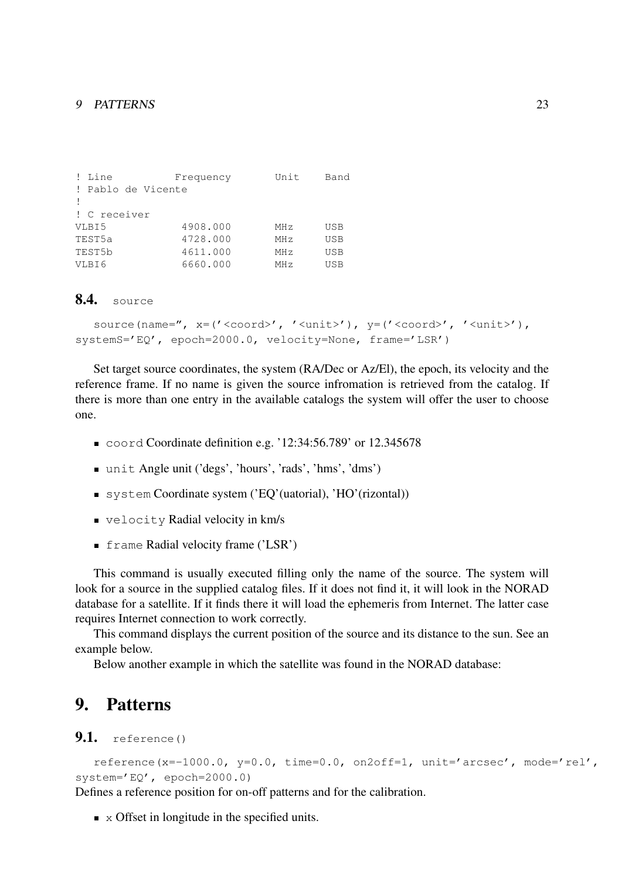```
! Line          Frequency       Unit    Band
! Pablo de Vicente
!
! C receiver
VLBI5            4908.000       MHz     USB
TEST5a           4728.000       MHz     USB
TEST5b           4611.000       MHz     USB
VLBI6            6660.000       MHz     USB
```

### 8.4. source

source(name=", x=('<coord>', '<unit>'), y=('<coord>', '<unit>'), systemS='EQ', epoch=2000.0, velocity=None, frame='LSR')

Set target source coordinates, the system (RA/Dec or Az/El), the epoch, its velocity and the reference frame. If no name is given the source infromation is retrieved from the catalog. If there is more than one entry in the available catalogs the system will offer the user to choose one.

- `coord` Coordinate definition e.g. '12:34:56.789' or 12.345678
- `unit` Angle unit ('degs', 'hours', 'rads', 'hms', 'dms')
- `system` Coordinate system ('EQ'(uatorial), 'HO'(rizontal))
- `velocity` Radial velocity in km/s
- `frame` Radial velocity frame ('LSR')

This command is usually executed filling only the name of the source. The system will look for a source in the supplied catalog files. If it does not find it, it will look in the NORAD database for a satellite. If it finds there it will load the ephemeris from Internet. The latter case requires Internet connection to work correctly.

This command displays the current position of the source and its distance to the sun. See an example below.

Below another example in which the satellite was found in the NORAD database:

## 9. Patterns

### 9.1. reference()

reference(x=-1000.0, y=0.0, time=0.0, on2off=1, unit='arcsec', mode='rel', system='EQ', epoch=2000.0)

Defines a reference position for on-off patterns and for the calibration.

- `x` Offset in longitude in the specified units.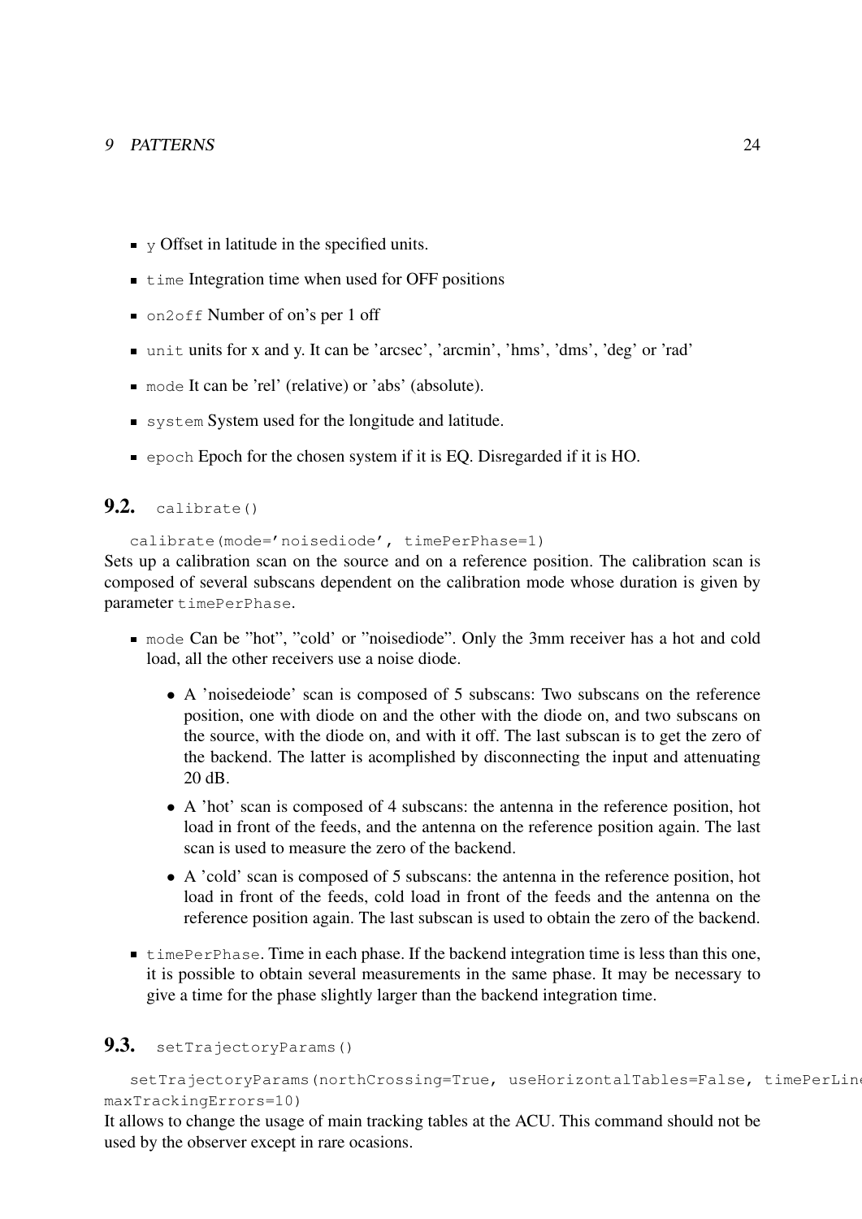- `y` Offset in latitude in the specified units.
- `time` Integration time when used for OFF positions
- `on2off` Number of on's per 1 off
- `unit` units for x and y. It can be 'arcsec', 'arcmin', 'hms', 'dms', 'deg' or 'rad'
- `mode` It can be 'rel' (relative) or 'abs' (absolute).
- `system` System used for the longitude and latitude.
- `epoch` Epoch for the chosen system if it is EQ. Disregarded if it is HO.

## 9.2. `calibrate()`

```
calibrate(mode='noisediode', timePerPhase=1)
```

Sets up a calibration scan on the source and on a reference position. The calibration scan is composed of several subscans dependent on the calibration mode whose duration is given by parameter `timePerPhase`.

- `mode` Can be "hot", "cold' or "noisediode". Only the 3mm receiver has a hot and cold load, all the other receivers use a noise diode.
  - A 'noisedeiode' scan is composed of 5 subscans: Two subscans on the reference position, one with diode on and the other with the diode on, and two subscans on the source, with the diode on, and with it off. The last subscan is to get the zero of the backend. The latter is acomplished by disconnecting the input and attenuating 20 dB.
  - A 'hot' scan is composed of 4 subscans: the antenna in the reference position, hot load in front of the feeds, and the antenna on the reference position again. The last scan is used to measure the zero of the backend.
  - A 'cold' scan is composed of 5 subscans: the antenna in the reference position, hot load in front of the feeds, cold load in front of the feeds and the antenna on the reference position again. The last subscan is used to obtain the zero of the backend.
- `timePerPhase`. Time in each phase. If the backend integration time is less than this one, it is possible to obtain several measurements in the same phase. It may be necessary to give a time for the phase slightly larger than the backend integration time.

## 9.3. `setTrajectoryParams()`

```
setTrajectoryParams(northCrossing=True, useHorizontalTables=False, timePerLin
maxTrackingErrors=10)
```

It allows to change the usage of main tracking tables at the ACU. This command should not be used by the observer except in rare ocasions.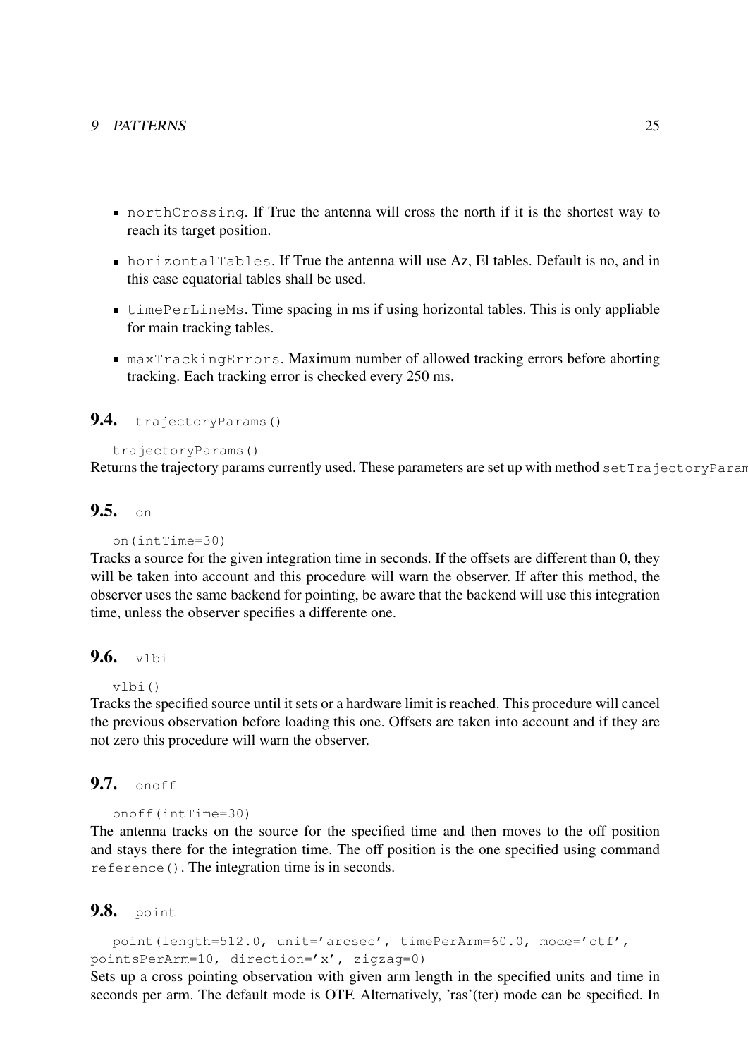- `northCrossing`. If True the antenna will cross the north if it is the shortest way to reach its target position.
- `horizontalTables`. If True the antenna will use Az, El tables. Default is no, and in this case equatorial tables shall be used.
- `timePerLineMs`. Time spacing in ms if using horizontal tables. This is only appliable for main tracking tables.
- `maxTrackingErrors`. Maximum number of allowed tracking errors before aborting tracking. Each tracking error is checked every 250 ms.

## 9.4. `trajectoryParams()`

```
trajectoryParams()
```

Returns the trajectory params currently used. These parameters are set up with method `setTrajectoryParam`

## 9.5. `on`

```
on(intTime=30)
```

Tracks a source for the given integration time in seconds. If the offsets are different than 0, they will be taken into account and this procedure will warn the observer. If after this method, the observer uses the same backend for pointing, be aware that the backend will use this integration time, unless the observer specifies a differente one.

## 9.6. `vlbi`

```
vlbi()
```

Tracks the specified source until it sets or a hardware limit is reached. This procedure will cancel the previous observation before loading this one. Offsets are taken into account and if they are not zero this procedure will warn the observer.

## 9.7. `onoff`

```
onoff(intTime=30)
```

The antenna tracks on the source for the specified time and then moves to the off position and stays there for the integration time. The off position is the one specified using command `reference()`. The integration time is in seconds.

## 9.8. `point`

```
point(length=512.0, unit='arcsec', timePerArm=60.0, mode='otf',
pointsPerArm=10, direction='x', zigzag=0)
```

Sets up a cross pointing observation with given arm length in the specified units and time in seconds per arm. The default mode is OTF. Alternatively, 'ras'(ter) mode can be specified. In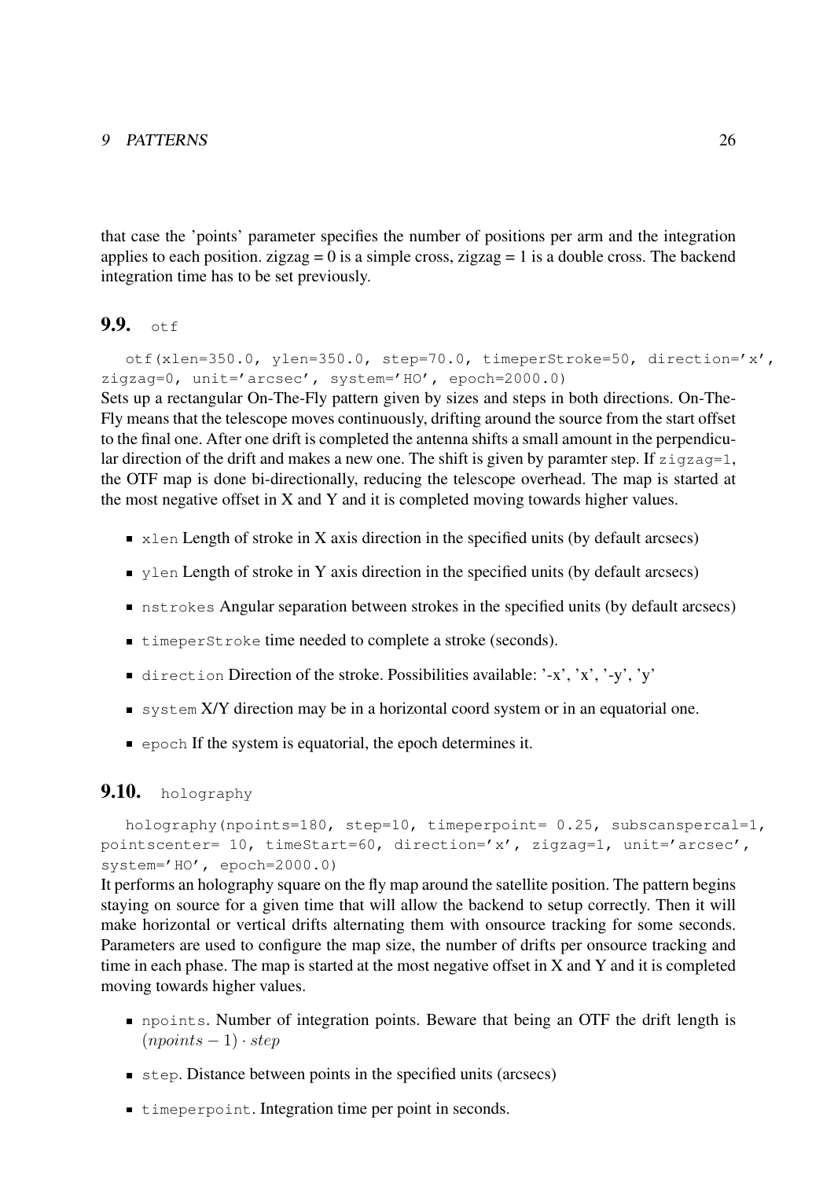that case the 'points' parameter specifies the number of positions per arm and the integration applies to each position. zigzag = 0 is a simple cross, zigzag = 1 is a double cross. The backend integration time has to be set previously.

## 9.9. `otf`

```
otf(xlen=350.0, ylen=350.0, step=70.0, timeperStroke=50, direction='x', zigzag=0, unit='arcsec', system='HO', epoch=2000.0)
```

Sets up a rectangular On-The-Fly pattern given by sizes and steps in both directions. On-The-Fly means that the telescope moves continuously, drifting around the source from the start offset to the final one. After one drift is completed the antenna shifts a small amount in the perpendicular direction of the drift and makes a new one. The shift is given by paramter step. If `zigzag=1`, the OTF map is done bi-directionally, reducing the telescope overhead. The map is started at the most negative offset in X and Y and it is completed moving towards higher values.

- `xlen` Length of stroke in X axis direction in the specified units (by default arcsecs)
- `ylen` Length of stroke in Y axis direction in the specified units (by default arcsecs)
- `nstrokes` Angular separation between strokes in the specified units (by default arcsecs)
- `timeperStroke` time needed to complete a stroke (seconds).
- `direction` Direction of the stroke. Possibilities available: '-x', 'x', '-y', 'y'
- `system` X/Y direction may be in a horizontal coord system or in an equatorial one.
- `epoch` If the system is equatorial, the epoch determines it.

## 9.10. `holography`

```
holography(npoints=180, step=10, timeperpoint= 0.25, subscanspercal=1, pointscenter= 10, timeStart=60, direction='x', zigzag=1, unit='arcsec', system='HO', epoch=2000.0)
```

It performs an holography square on the fly map around the satellite position. The pattern begins staying on source for a given time that will allow the backend to setup correctly. Then it will make horizontal or vertical drifts alternating them with onsource tracking for some seconds. Parameters are used to configure the map size, the number of drifts per onsource tracking and time in each phase. The map is started at the most negative offset in X and Y and it is completed moving towards higher values.

- `npoints`. Number of integration points. Beware that being an OTF the drift length is $(npoints - 1) \cdot step$
- `step`. Distance between points in the specified units (arcsecs)
- `timeperpoint`. Integration time per point in seconds.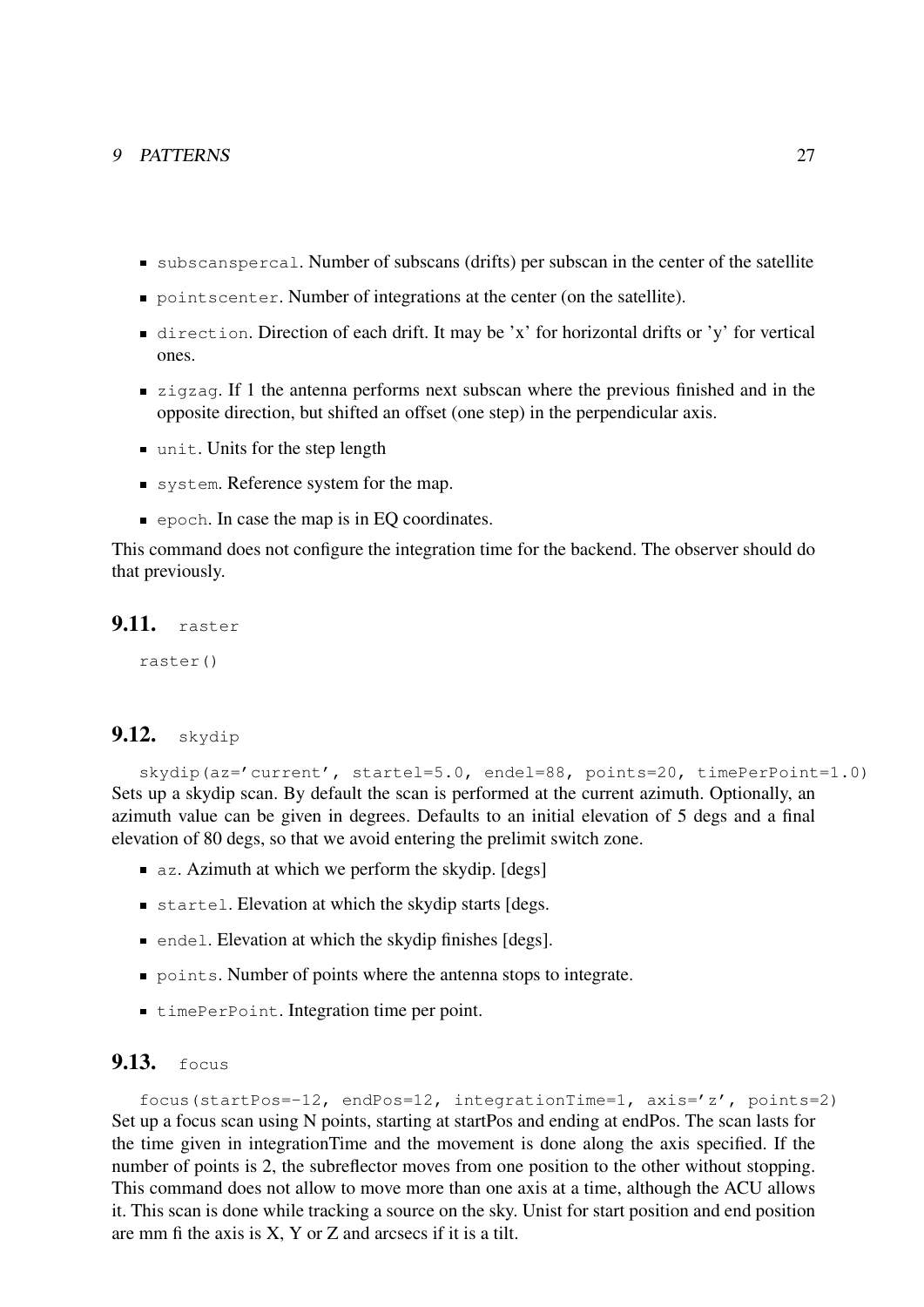- `subscanspercal`. Number of subscans (drifts) per subscan in the center of the satellite
- `pointscenter`. Number of integrations at the center (on the satellite).
- `direction`. Direction of each drift. It may be 'x' for horizontal drifts or 'y' for vertical ones.
- `zigzag`. If 1 the antenna performs next subscan where the previous finished and in the opposite direction, but shifted an offset (one step) in the perpendicular axis.
- `unit`. Units for the step length
- `system`. Reference system for the map.
- `epoch`. In case the map is in EQ coordinates.

This command does not configure the integration time for the backend. The observer should do that previously.

## 9.11. `raster`

```
raster()
```

## 9.12. `skydip`

```
skydip(az='current', startel=5.0, endel=88, points=20, timePerPoint=1.0)
```

Sets up a skydip scan. By default the scan is performed at the current azimuth. Optionally, an azimuth value can be given in degrees. Defaults to an initial elevation of 5 degs and a final elevation of 80 degs, so that we avoid entering the prelimit switch zone.

- `az`. Azimuth at which we perform the skydip. [degs]
- `startel`. Elevation at which the skydip starts [degs.
- `endel`. Elevation at which the skydip finishes [degs].
- `points`. Number of points where the antenna stops to integrate.
- `timePerPoint`. Integration time per point.

## 9.13. `focus`

```
focus(startPos=-12, endPos=12, integrationTime=1, axis='z', points=2)
```

Set up a focus scan using N points, starting at startPos and ending at endPos. The scan lasts for the time given in integrationTime and the movement is done along the axis specified. If the number of points is 2, the subreflector moves from one position to the other without stopping. This command does not allow to move more than one axis at a time, although the ACU allows it. This scan is done while tracking a source on the sky. Unist for start position and end position are mm fi the axis is X, Y or Z and arcsecs if it is a tilt.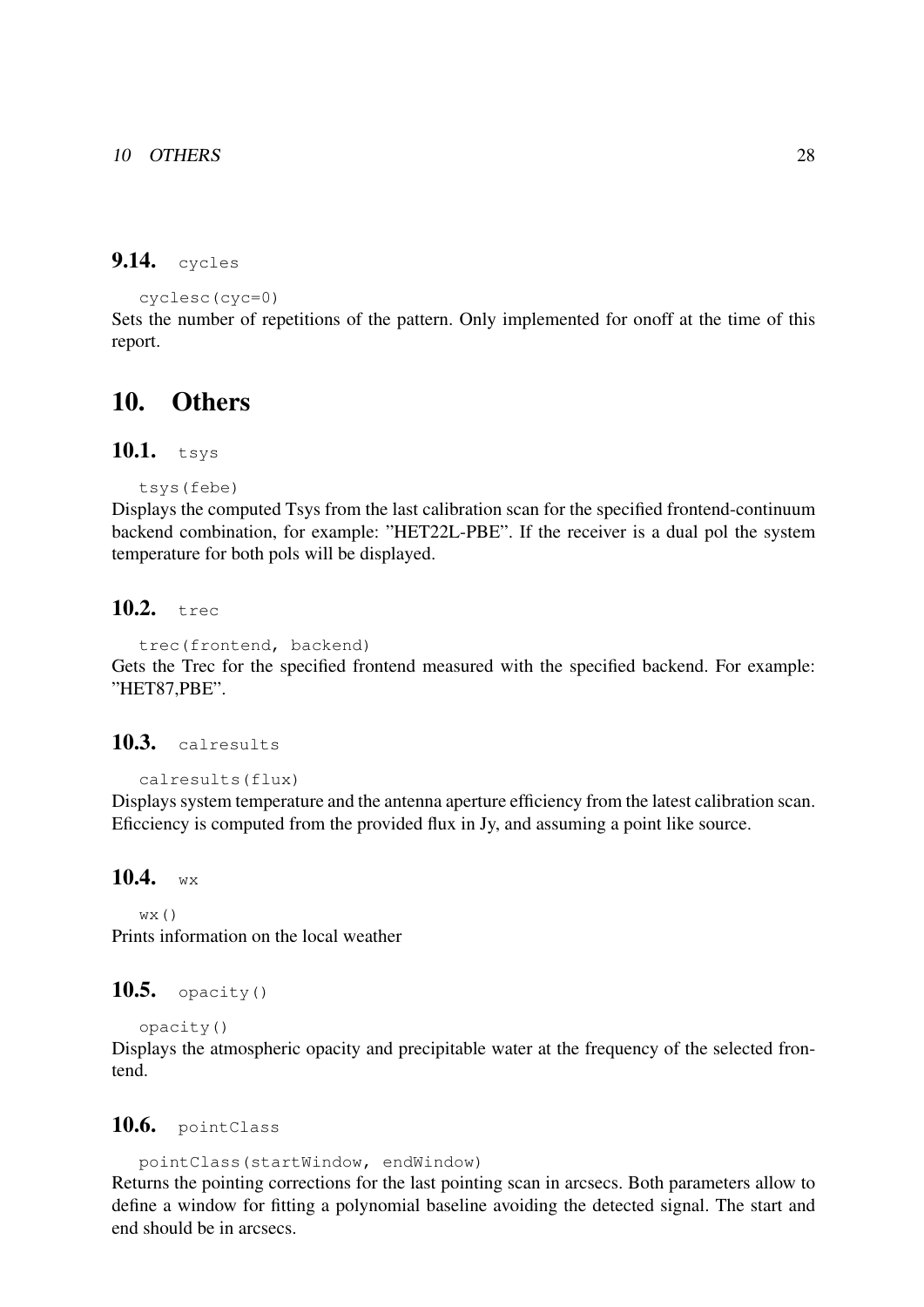### 9.14. `cycles`

```
cyclesc(cyc=0)
```

Sets the number of repetitions of the pattern. Only implemented for onoff at the time of this report.

## 10. Others

### 10.1. `tsys`

```
tsys(febe)
```

Displays the computed Tsys from the last calibration scan for the specified frontend-continuum backend combination, for example: "HET22L-PBE". If the receiver is a dual pol the system temperature for both pols will be displayed.

### 10.2. `trec`

```
trec(frontend, backend)
```

Gets the Trec for the specified frontend measured with the specified backend. For example: "HET87,PBE".

### 10.3. `calresults`

```
calresults(flux)
```

Displays system temperature and the antenna aperture efficiency from the latest calibration scan. Eficciency is computed from the provided flux in Jy, and assuming a point like source.

### 10.4. `wx`

```
wx()
```

Prints information on the local weather

### 10.5. `opacity()`

```
opacity()
```

Displays the atmospheric opacity and precipitable water at the frequency of the selected frontend.

### 10.6. `pointClass`

```
pointClass(startWindow, endWindow)
```

Returns the pointing corrections for the last pointing scan in arcsecs. Both parameters allow to define a window for fitting a polynomial baseline avoiding the detected signal. The start and end should be in arcsecs.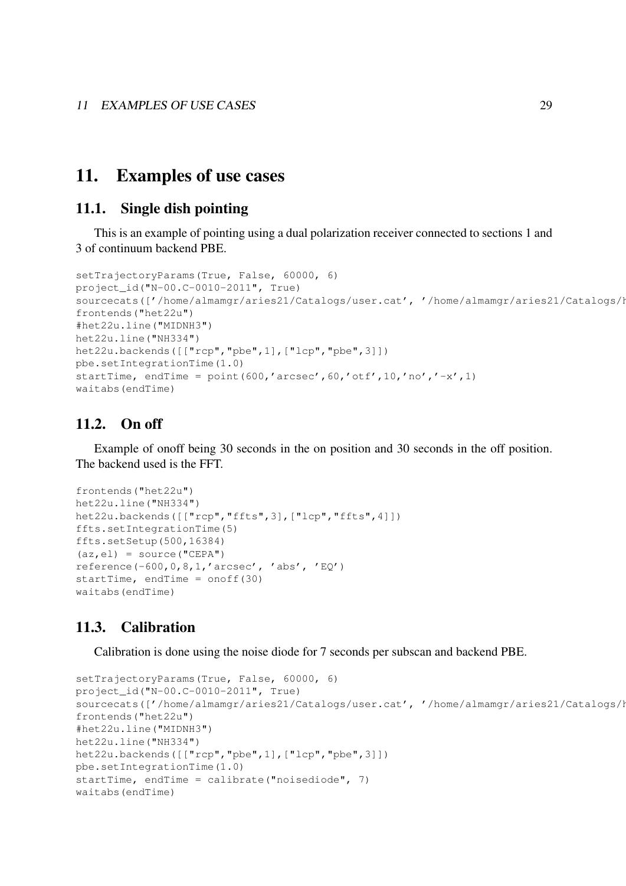# 11. Examples of use cases

## 11.1. Single dish pointing

This is an example of pointing using a dual polarization receiver connected to sections 1 and 3 of continuum backend PBE.

```
setTrajectoryParams(True, False, 60000, 6)
project_id("N-00.C-0010-2011", True)
sourcecats(['/home/almamgr/aries21/Catalogs/user.cat', '/home/almamgr/aries21/Catalogs/h
frontends("het22u")
#het22u.line("MIDNH3")
het22u.line("NH334")
het22u.backends([["rcp","pbe",1],["lcp","pbe",3]])
pbe.setIntegrationTime(1.0)
startTime, endTime = point(600,'arcsec',60,'otf',10,'no','-x',1)
waitabs(endTime)
```

## 11.2. On off

Example of onoff being 30 seconds in the on position and 30 seconds in the off position. The backend used is the FFT.

```
frontends("het22u")
het22u.line("NH334")
het22u.backends([["rcp","ffts",3],["lcp","ffts",4]])
ffts.setIntegrationTime(5)
ffts.setSetup(500,16384)
(az,el) = source("CEPA")
reference(-600,0,8,1,'arcsec', 'abs', 'EQ')
startTime, endTime = onoff(30)
waitabs(endTime)
```

## 11.3. Calibration

Calibration is done using the noise diode for 7 seconds per subscan and backend PBE.

```
setTrajectoryParams(True, False, 60000, 6)
project_id("N-00.C-0010-2011", True)
sourcecats(['/home/almamgr/aries21/Catalogs/user.cat', '/home/almamgr/aries21/Catalogs/h
frontends("het22u")
#het22u.line("MIDNH3")
het22u.line("NH334")
het22u.backends([["rcp","pbe",1],["lcp","pbe",3]])
pbe.setIntegrationTime(1.0)
startTime, endTime = calibrate("noisediode", 7)
waitabs(endTime)
```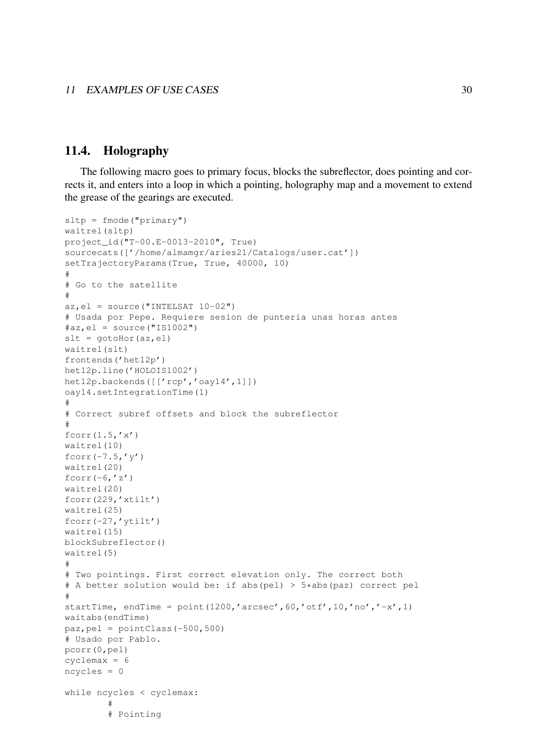## 11.4. Holography

The following macro goes to primary focus, blocks the subreflector, does pointing and corrects it, and enters into a loop in which a pointing, holography map and a movement to extend the grease of the gearings are executed.

```
sltp = fmode("primary")
waitrel(sltp)
project_id("T-00.E-0013-2010", True)
sourcecats(['/home/almamgr/aries21/Catalogs/user.cat'])
setTrajectoryParams(True, True, 40000, 10)
#
# Go to the satellite
#
az,el = source("INTELSAT 10-02")
# Usada por Pepe. Requiere sesion de punteria unas horas antes
#az,el = source("IS1002")
slt = gotoHor(az,el)
waitrel(slt)
frontends('het12p')
het12p.line('HOLOIS1002')
het12p.backends([['rcp','oay14',1]])
oay14.setIntegrationTime(1)
#
# Correct subref offsets and block the subreflector
#
fcorr(1.5,'x')
waitrel(10)
fcorr(-7.5,'y')
waitrel(20)
fcorr(-6,'z')
waitrel(20)
fcorr(229,'xtilt')
waitrel(25)
fcorr(-27,'ytilt')
waitrel(15)
blockSubreflector()
waitrel(5)
#
# Two pointings. First correct elevation only. The correct both
# A better solution would be: if abs(pel) > 5*abs(paz) correct pel
#
startTime, endTime = point(1200,'arcsec',60,'otf',10,'no','-x',1)
waitabs(endTime)
paz,pel = pointClass(-500,500)
# Usado por Pablo.
pcorr(0,pel)
cyclemax = 6
ncycles = 0

while ncycles < cyclemax:
        #
        # Pointing
```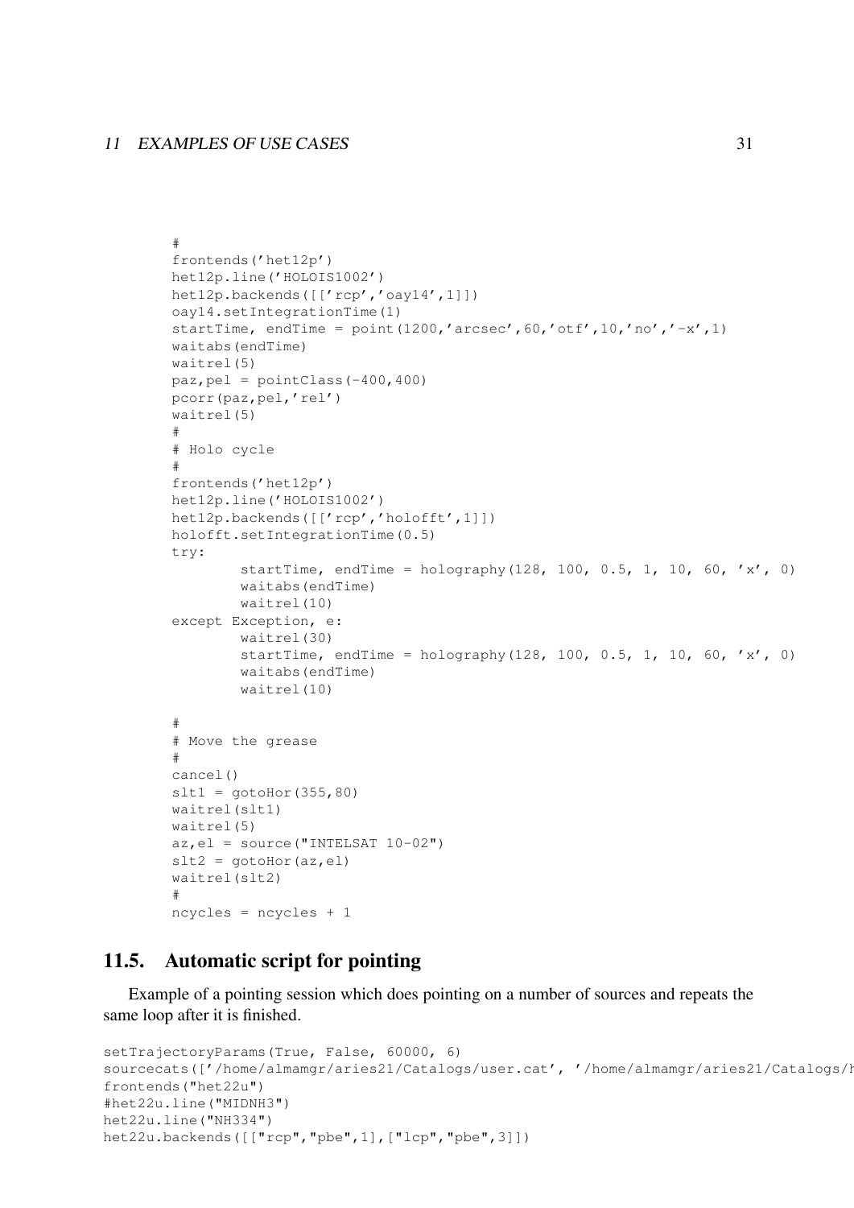```
#
frontends('het12p')
het12p.line('HOLOIS1002')
het12p.backends([['rcp','oay14',1]])
oay14.setIntegrationTime(1)
startTime, endTime = point(1200,'arcsec',60,'otf',10,'no','-x',1)
waitabs(endTime)
waitrel(5)
paz,pel = pointClass(-400,400)
pcorr(paz,pel,'rel')
waitrel(5)
#
# Holo cycle
#
frontends('het12p')
het12p.line('HOLOIS1002')
het12p.backends([['rcp','holofft',1]])
holofft.setIntegrationTime(0.5)
try:
        startTime, endTime = holography(128, 100, 0.5, 1, 10, 60, 'x', 0)
        waitabs(endTime)
        waitrel(10)
except Exception, e:
        waitrel(30)
        startTime, endTime = holography(128, 100, 0.5, 1, 10, 60, 'x', 0)
        waitabs(endTime)
        waitrel(10)

#
# Move the grease
#
cancel()
slt1 = gotoHor(355,80)
waitrel(slt1)
waitrel(5)
az,el = source("INTELSAT 10-02")
slt2 = gotoHor(az,el)
waitrel(slt2)
#
ncycles = ncycles + 1
```

## 11.5. Automatic script for pointing

Example of a pointing session which does pointing on a number of sources and repeats the same loop after it is finished.

```
setTrajectoryParams(True, False, 60000, 6)
sourcecats(['/home/almamgr/aries21/Catalogs/user.cat', '/home/almamgr/aries21/Catalogs/h
frontends("het22u")
#het22u.line("MIDNH3")
het22u.line("NH334")
het22u.backends([["rcp","pbe",1],["lcp","pbe",3]])
```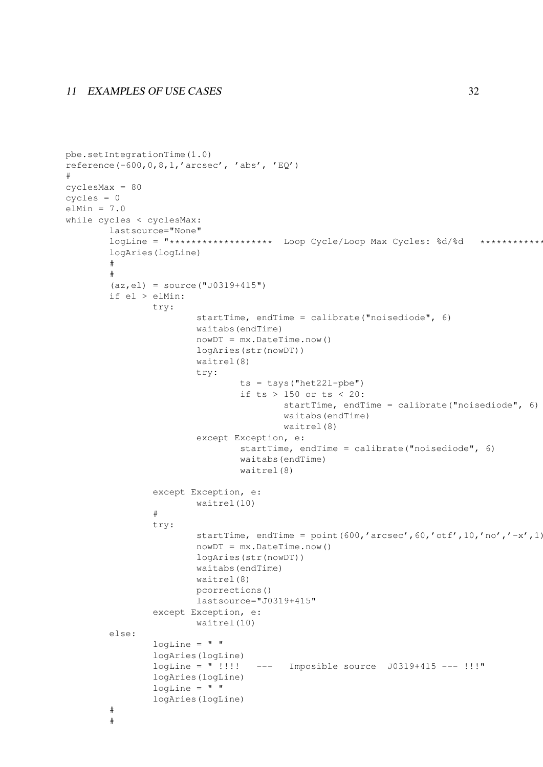```
pbe.setIntegrationTime(1.0)
reference(-600,0,8,1,'arcsec', 'abs', 'EQ')
#
cyclesMax = 80
cycles = 0
elMin = 7.0
while cycles < cyclesMax:
        lastsource="None"
        logLine = "*******************  Loop Cycle/Loop Max Cycles: %d/%d   ************
        logAries(logLine)
        #
        #
        (az,el) = source("J0319+415")
        if el > elMin:
                try:
                        startTime, endTime = calibrate("noisediode", 6)
                        waitabs(endTime)
                        nowDT = mx.DateTime.now()
                        logAries(str(nowDT))
                        waitrel(8)
                        try:
                                ts = tsys("het22l-pbe")
                                if ts > 150 or ts < 20:
                                        startTime, endTime = calibrate("noisediode", 6)
                                        waitabs(endTime)
                                        waitrel(8)
                        except Exception, e:
                                startTime, endTime = calibrate("noisediode", 6)
                                waitabs(endTime)
                                waitrel(8)

                except Exception, e:
                        waitrel(10)
                #
                try:
                        startTime, endTime = point(600,'arcsec',60,'otf',10,'no','-x',1)
                        nowDT = mx.DateTime.now()
                        logAries(str(nowDT))
                        waitabs(endTime)
                        waitrel(8)
                        pcorrections()
                        lastsource="J0319+415"
                except Exception, e:
                        waitrel(10)
        else:
                logLine = " "
                logAries(logLine)
                logLine = " !!!!   ---   Imposible source  J0319+415 --- !!!"
                logAries(logLine)
                logLine = " "
                logAries(logLine)
        #
        #
```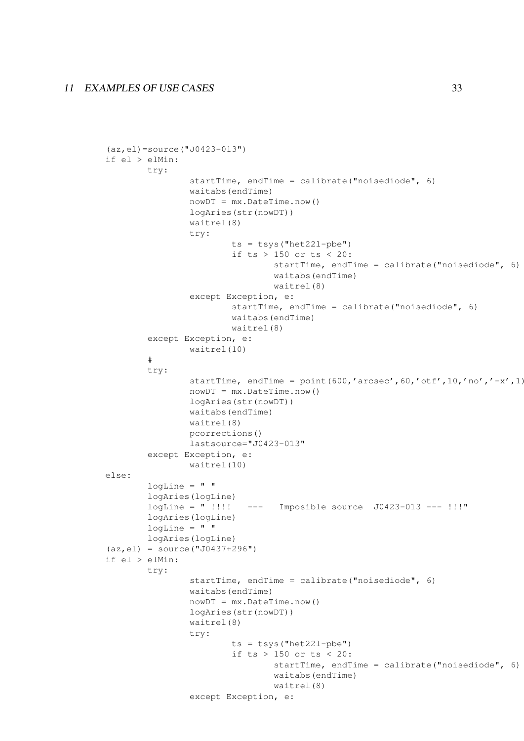```
(az,el)=source("J0423-013")
if el > elMin:
        try:
                startTime, endTime = calibrate("noisediode", 6)
                waitabs(endTime)
                nowDT = mx.DateTime.now()
                logAries(str(nowDT))
                waitrel(8)
                try:
                        ts = tsys("het22l-pbe")
                        if ts > 150 or ts < 20:
                                startTime, endTime = calibrate("noisediode", 6)
                                waitabs(endTime)
                                waitrel(8)
                except Exception, e:
                        startTime, endTime = calibrate("noisediode", 6)
                        waitabs(endTime)
                        waitrel(8)
        except Exception, e:
                waitrel(10)
        #
        try:
                startTime, endTime = point(600,'arcsec',60,'otf',10,'no','-x',1)
                nowDT = mx.DateTime.now()
                logAries(str(nowDT))
                waitabs(endTime)
                waitrel(8)
                pcorrections()
                lastsource="J0423-013"
        except Exception, e:
                waitrel(10)
else:
        logLine = " "
        logAries(logLine)
        logLine = " !!!!   ---   Imposible source  J0423-013 --- !!!"
        logAries(logLine)
        logLine = " "
        logAries(logLine)
(az,el) = source("J0437+296")
if el > elMin:
        try:
                startTime, endTime = calibrate("noisediode", 6)
                waitabs(endTime)
                nowDT = mx.DateTime.now()
                logAries(str(nowDT))
                waitrel(8)
                try:
                        ts = tsys("het22l-pbe")
                        if ts > 150 or ts < 20:
                                startTime, endTime = calibrate("noisediode", 6)
                                waitabs(endTime)
                                waitrel(8)
                except Exception, e:
```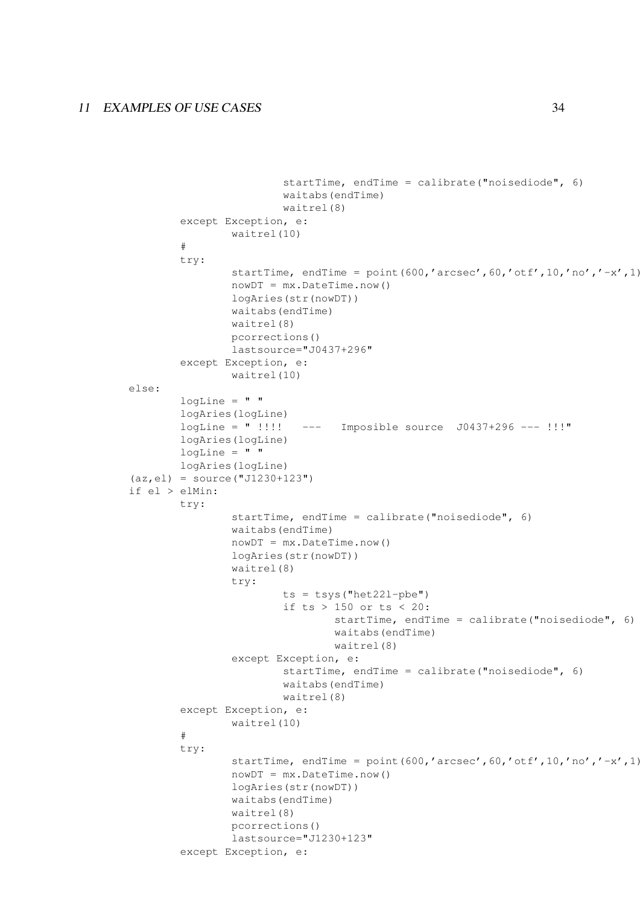```
                        startTime, endTime = calibrate("noisediode", 6)
                        waitabs(endTime)
                        waitrel(8)
        except Exception, e:
                waitrel(10)
        #
        try:
                startTime, endTime = point(600,'arcsec',60,'otf',10,'no','-x',1)
                nowDT = mx.DateTime.now()
                logAries(str(nowDT))
                waitabs(endTime)
                waitrel(8)
                pcorrections()
                lastsource="J0437+296"
        except Exception, e:
                waitrel(10)
else:
        logLine = " "
        logAries(logLine)
        logLine = " !!!!   ---   Imposible source  J0437+296 --- !!!"
        logAries(logLine)
        logLine = " "
        logAries(logLine)
(az,el) = source("J1230+123")
if el > elMin:
        try:
                startTime, endTime = calibrate("noisediode", 6)
                waitabs(endTime)
                nowDT = mx.DateTime.now()
                logAries(str(nowDT))
                waitrel(8)
                try:
                        ts = tsys("het22l-pbe")
                        if ts > 150 or ts < 20:
                                startTime, endTime = calibrate("noisediode", 6)
                                waitabs(endTime)
                                waitrel(8)
                except Exception, e:
                        startTime, endTime = calibrate("noisediode", 6)
                        waitabs(endTime)
                        waitrel(8)
        except Exception, e:
                waitrel(10)
        #
        try:
                startTime, endTime = point(600,'arcsec',60,'otf',10,'no','-x',1)
                nowDT = mx.DateTime.now()
                logAries(str(nowDT))
                waitabs(endTime)
                waitrel(8)
                pcorrections()
                lastsource="J1230+123"
        except Exception, e:
```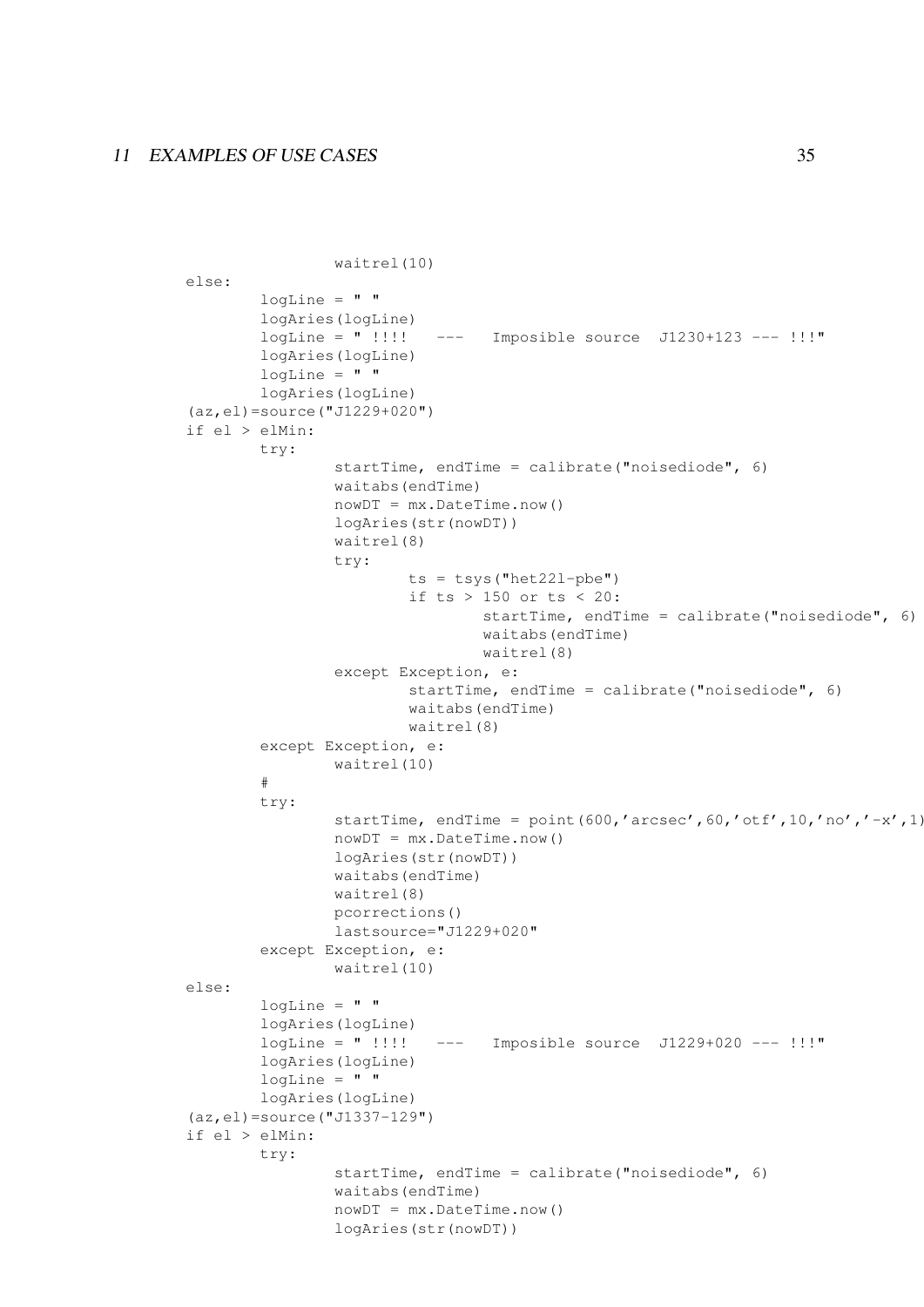```
                waitrel(10)
else:
        logLine = " "
        logAries(logLine)
        logLine = " !!!!   ---   Imposible source  J1230+123 --- !!!"
        logAries(logLine)
        logLine = " "
        logAries(logLine)
(az,el)=source("J1229+020")
if el > elMin:
        try:
                startTime, endTime = calibrate("noisediode", 6)
                waitabs(endTime)
                nowDT = mx.DateTime.now()
                logAries(str(nowDT))
                waitrel(8)
                try:
                        ts = tsys("het22l-pbe")
                        if ts > 150 or ts < 20:
                                startTime, endTime = calibrate("noisediode", 6)
                                waitabs(endTime)
                                waitrel(8)
                except Exception, e:
                        startTime, endTime = calibrate("noisediode", 6)
                        waitabs(endTime)
                        waitrel(8)
        except Exception, e:
                waitrel(10)
        #
        try:
                startTime, endTime = point(600,'arcsec',60,'otf',10,'no','-x',1)
                nowDT = mx.DateTime.now()
                logAries(str(nowDT))
                waitabs(endTime)
                waitrel(8)
                pcorrections()
                lastsource="J1229+020"
        except Exception, e:
                waitrel(10)
else:
        logLine = " "
        logAries(logLine)
        logLine = " !!!!   ---   Imposible source  J1229+020 --- !!!"
        logAries(logLine)
        logLine = " "
        logAries(logLine)
(az,el)=source("J1337-129")
if el > elMin:
        try:
                startTime, endTime = calibrate("noisediode", 6)
                waitabs(endTime)
                nowDT = mx.DateTime.now()
                logAries(str(nowDT))
```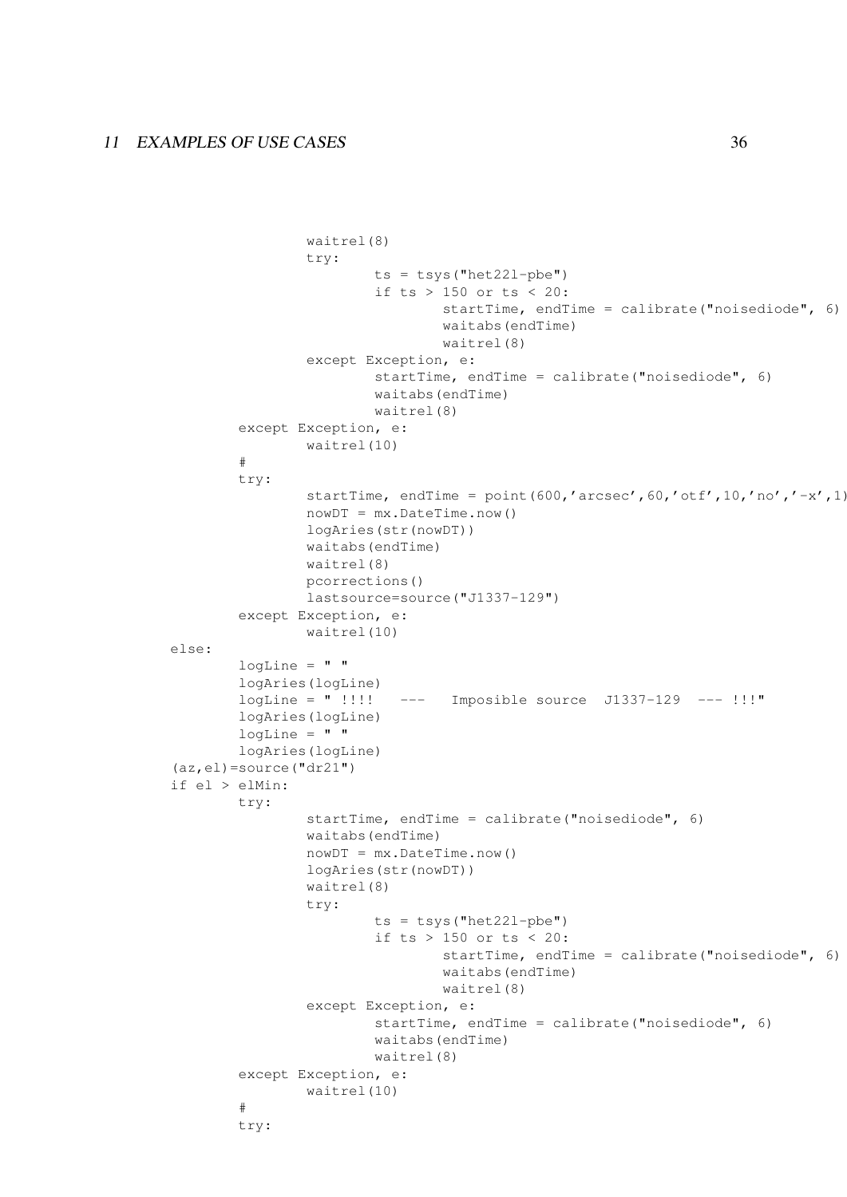```
                waitrel(8)
                try:
                        ts = tsys("het22l-pbe")
                        if ts > 150 or ts < 20:
                                startTime, endTime = calibrate("noisediode", 6)
                                waitabs(endTime)
                                waitrel(8)
                except Exception, e:
                        startTime, endTime = calibrate("noisediode", 6)
                        waitabs(endTime)
                        waitrel(8)
        except Exception, e:
                waitrel(10)
        #
        try:
                startTime, endTime = point(600,'arcsec',60,'otf',10,'no','-x',1)
                nowDT = mx.DateTime.now()
                logAries(str(nowDT))
                waitabs(endTime)
                waitrel(8)
                pcorrections()
                lastsource=source("J1337-129")
        except Exception, e:
                waitrel(10)
else:
        logLine = " "
        logAries(logLine)
        logLine = " !!!!   ---   Imposible source  J1337-129  --- !!!"
        logAries(logLine)
        logLine = " "
        logAries(logLine)
(az,el)=source("dr21")
if el > elMin:
        try:
                startTime, endTime = calibrate("noisediode", 6)
                waitabs(endTime)
                nowDT = mx.DateTime.now()
                logAries(str(nowDT))
                waitrel(8)
                try:
                        ts = tsys("het22l-pbe")
                        if ts > 150 or ts < 20:
                                startTime, endTime = calibrate("noisediode", 6)
                                waitabs(endTime)
                                waitrel(8)
                except Exception, e:
                        startTime, endTime = calibrate("noisediode", 6)
                        waitabs(endTime)
                        waitrel(8)
        except Exception, e:
                waitrel(10)
        #
        try:
```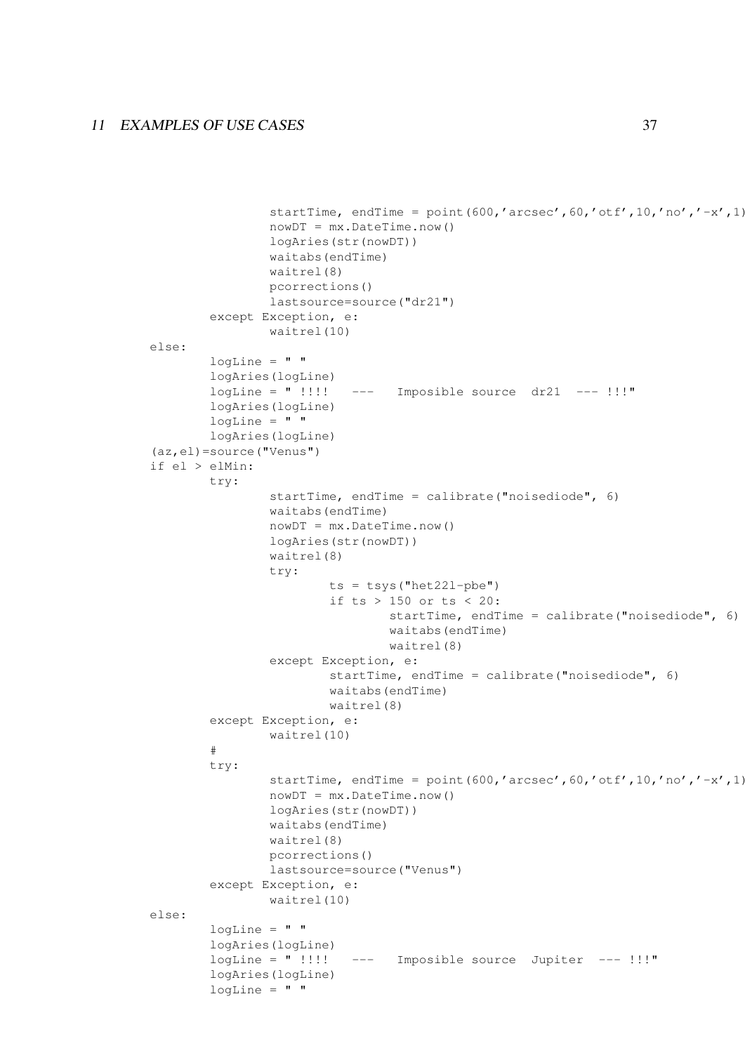```
                startTime, endTime = point(600,'arcsec',60,'otf',10,'no','-x',1)
                nowDT = mx.DateTime.now()
                logAries(str(nowDT))
                waitabs(endTime)
                waitrel(8)
                pcorrections()
                lastsource=source("dr21")
        except Exception, e:
                waitrel(10)
else:
        logLine = " "
        logAries(logLine)
        logLine = " !!!!   ---   Imposible source  dr21  --- !!!"
        logAries(logLine)
        logLine = " "
        logAries(logLine)
(az,el)=source("Venus")
if el > elMin:
        try:
                startTime, endTime = calibrate("noisediode", 6)
                waitabs(endTime)
                nowDT = mx.DateTime.now()
                logAries(str(nowDT))
                waitrel(8)
                try:
                        ts = tsys("het221-pbe")
                        if ts > 150 or ts < 20:
                                startTime, endTime = calibrate("noisediode", 6)
                                waitabs(endTime)
                                waitrel(8)
                except Exception, e:
                        startTime, endTime = calibrate("noisediode", 6)
                        waitabs(endTime)
                        waitrel(8)
        except Exception, e:
                waitrel(10)
        #
        try:
                startTime, endTime = point(600,'arcsec',60,'otf',10,'no','-x',1)
                nowDT = mx.DateTime.now()
                logAries(str(nowDT))
                waitabs(endTime)
                waitrel(8)
                pcorrections()
                lastsource=source("Venus")
        except Exception, e:
                waitrel(10)
else:
        logLine = " "
        logAries(logLine)
        logLine = " !!!!   ---   Imposible source  Jupiter  --- !!!"
        logAries(logLine)
        logLine = " "
```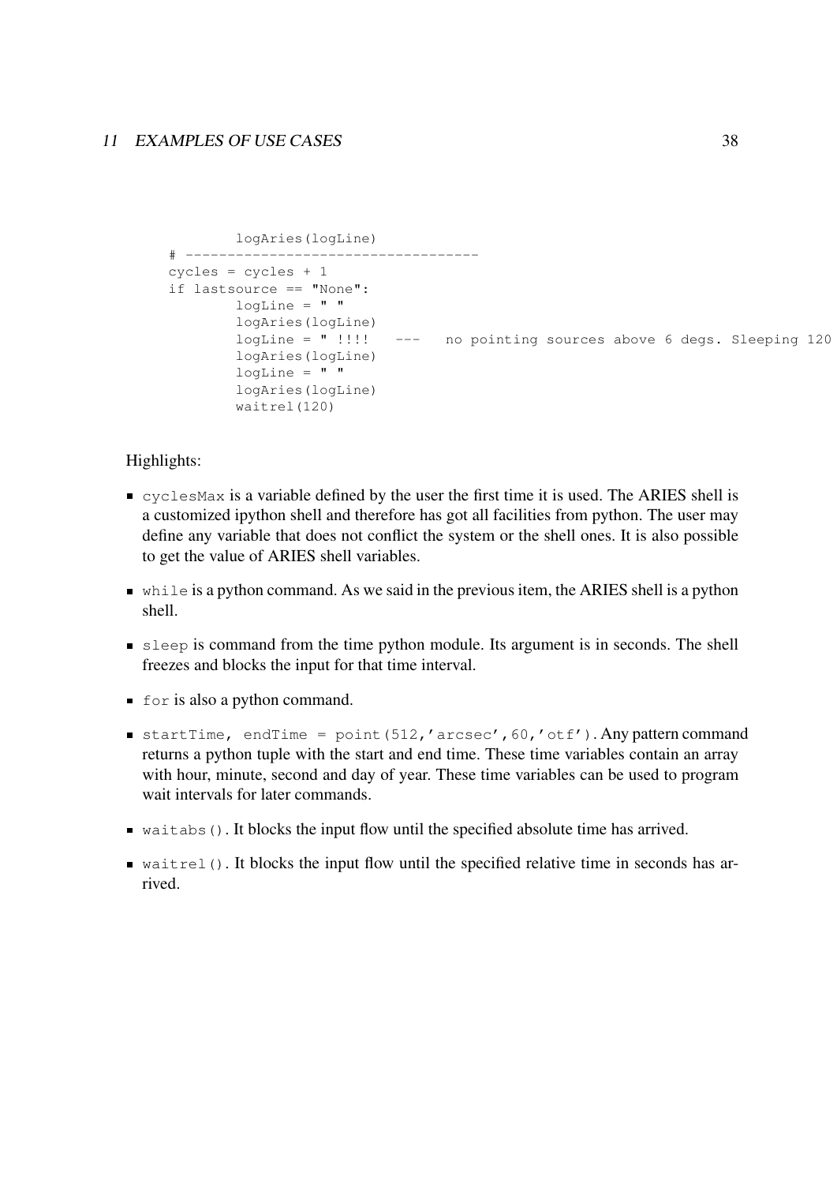```
        logAries(logLine)
# ----------------------------------
cycles = cycles + 1
if lastsource == "None":
        logLine = " "
        logAries(logLine)
        logLine = " !!!!   ---   no pointing sources above 6 degs. Sleeping 120
        logAries(logLine)
        logLine = " "
        logAries(logLine)
        waitrel(120)
```

Highlights:

- `cyclesMax` is a variable defined by the user the first time it is used. The ARIES shell is a customized ipython shell and therefore has got all facilities from python. The user may define any variable that does not conflict the system or the shell ones. It is also possible to get the value of ARIES shell variables.
- `while` is a python command. As we said in the previous item, the ARIES shell is a python shell.
- `sleep` is command from the time python module. Its argument is in seconds. The shell freezes and blocks the input for that time interval.
- `for` is also a python command.
- `startTime, endTime = point(512,'arcsec',60,'otf')`. Any pattern command returns a python tuple with the start and end time. These time variables contain an array with hour, minute, second and day of year. These time variables can be used to program wait intervals for later commands.
- `waitabs()`. It blocks the input flow until the specified absolute time has arrived.
- `waitrel()`. It blocks the input flow until the specified relative time in seconds has arrived.